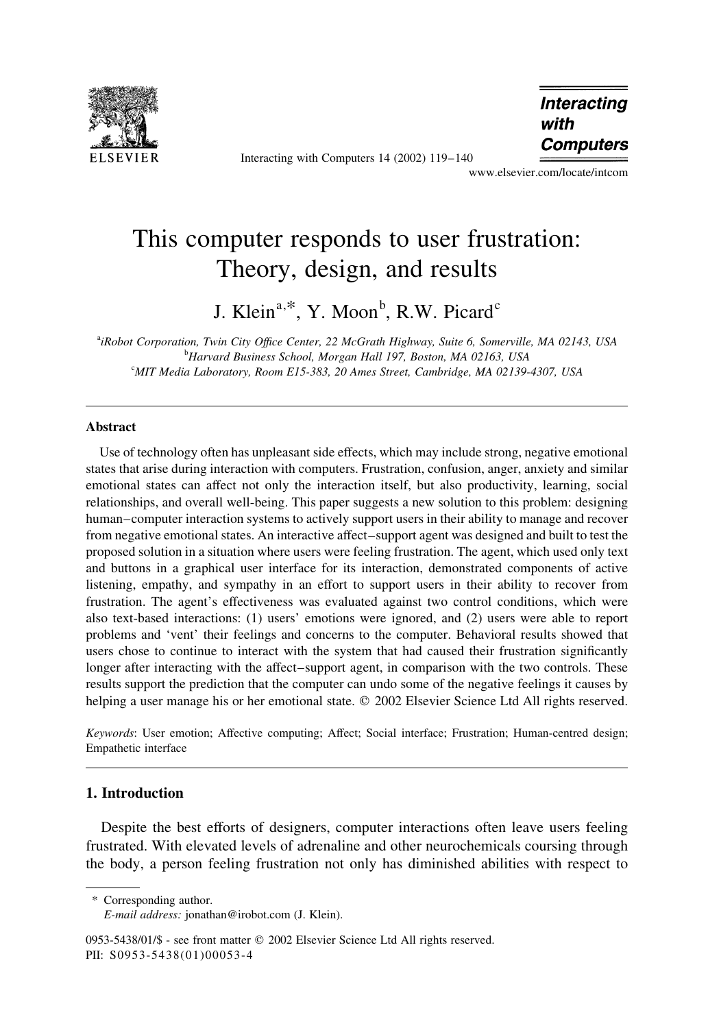# This computer responds to user frustration: Theory, design, and results

J. Klein[a,*], Y. Moon[b], R.W. Picard[c]

[a]iRobot Corporation, Twin City Office Center, 22 McGrath Highway, Suite 6, Somerville, MA 02143, USA
[b]Harvard Business School, Morgan Hall 197, Boston, MA 02163, USA
[c]MIT Media Laboratory, Room E15-383, 20 Ames Street, Cambridge, MA 02139-4307, USA

## Abstract

Use of technology often has unpleasant side effects, which may include strong, negative emotional states that arise during interaction with computers. Frustration, confusion, anger, anxiety and similar emotional states can affect not only the interaction itself, but also productivity, learning, social relationships, and overall well-being. This paper suggests a new solution to this problem: designing human–computer interaction systems to actively support users in their ability to manage and recover from negative emotional states. An interactive affect–support agent was designed and built to test the proposed solution in a situation where users were feeling frustration. The agent, which used only text and buttons in a graphical user interface for its interaction, demonstrated components of active listening, empathy, and sympathy in an effort to support users in their ability to recover from frustration. The agent's effectiveness was evaluated against two control conditions, which were also text-based interactions: (1) users' emotions were ignored, and (2) users were able to report problems and 'vent' their feelings and concerns to the computer. Behavioral results showed that users chose to continue to interact with the system that had caused their frustration significantly longer after interacting with the affect–support agent, in comparison with the two controls. These results support the prediction that the computer can undo some of the negative feelings it causes by helping a user manage his or her emotional state. © 2002 Elsevier Science Ltd All rights reserved.

*Keywords*: User emotion; Affective computing; Affect; Social interface; Frustration; Human-centred design; Empathetic interface

## 1. Introduction

Despite the best efforts of designers, computer interactions often leave users feeling frustrated. With elevated levels of adrenaline and other neurochemicals coursing through the body, a person feeling frustration not only has diminished abilities with respect to

\* Corresponding author.
*E-mail address:* jonathan@irobot.com (J. Klein).

0953-5438/01/$ - see front matter © 2002 Elsevier Science Ltd All rights reserved.
PII: S0953-5438(01)00053-4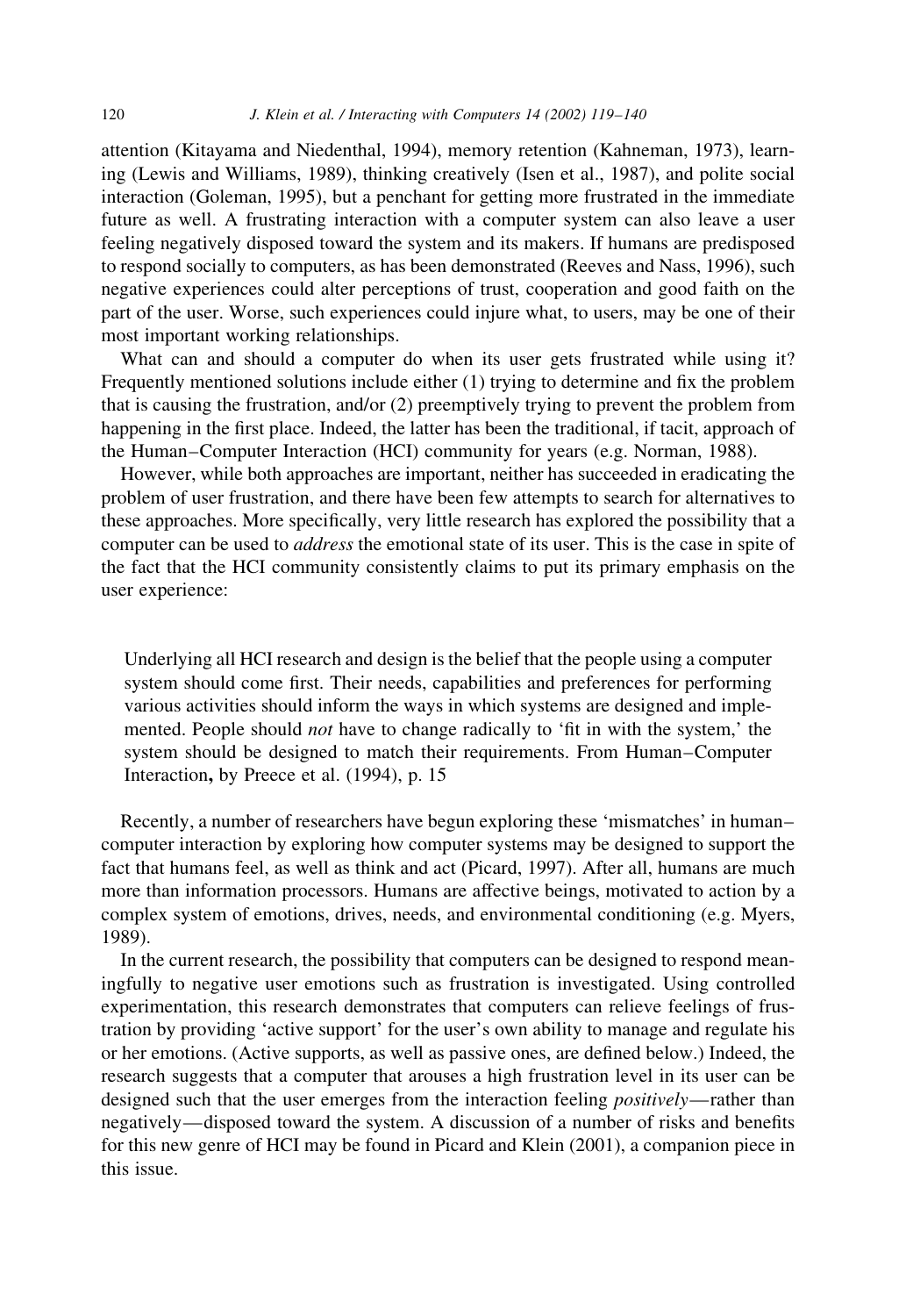attention (Kitayama and Niedenthal, 1994), memory retention (Kahneman, 1973), learning (Lewis and Williams, 1989), thinking creatively (Isen et al., 1987), and polite social interaction (Goleman, 1995), but a penchant for getting more frustrated in the immediate future as well. A frustrating interaction with a computer system can also leave a user feeling negatively disposed toward the system and its makers. If humans are predisposed to respond socially to computers, as has been demonstrated (Reeves and Nass, 1996), such negative experiences could alter perceptions of trust, cooperation and good faith on the part of the user. Worse, such experiences could injure what, to users, may be one of their most important working relationships.

What can and should a computer do when its user gets frustrated while using it? Frequently mentioned solutions include either (1) trying to determine and fix the problem that is causing the frustration, and/or (2) preemptively trying to prevent the problem from happening in the first place. Indeed, the latter has been the traditional, if tacit, approach of the Human–Computer Interaction (HCI) community for years (e.g. Norman, 1988).

However, while both approaches are important, neither has succeeded in eradicating the problem of user frustration, and there have been few attempts to search for alternatives to these approaches. More specifically, very little research has explored the possibility that a computer can be used to *address* the emotional state of its user. This is the case in spite of the fact that the HCI community consistently claims to put its primary emphasis on the user experience:

> Underlying all HCI research and design is the belief that the people using a computer system should come first. Their needs, capabilities and preferences for performing various activities should inform the ways in which systems are designed and implemented. People should *not* have to change radically to 'fit in with the system,' the system should be designed to match their requirements. From Human–Computer Interaction**,** by Preece et al. (1994), p. 15

Recently, a number of researchers have begun exploring these 'mismatches' in human–computer interaction by exploring how computer systems may be designed to support the fact that humans feel, as well as think and act (Picard, 1997). After all, humans are much more than information processors. Humans are affective beings, motivated to action by a complex system of emotions, drives, needs, and environmental conditioning (e.g. Myers, 1989).

In the current research, the possibility that computers can be designed to respond meaningfully to negative user emotions such as frustration is investigated. Using controlled experimentation, this research demonstrates that computers can relieve feelings of frustration by providing 'active support' for the user's own ability to manage and regulate his or her emotions. (Active supports, as well as passive ones, are defined below.) Indeed, the research suggests that a computer that arouses a high frustration level in its user can be designed such that the user emerges from the interaction feeling *positively*—rather than negatively—disposed toward the system. A discussion of a number of risks and benefits for this new genre of HCI may be found in Picard and Klein (2001), a companion piece in this issue.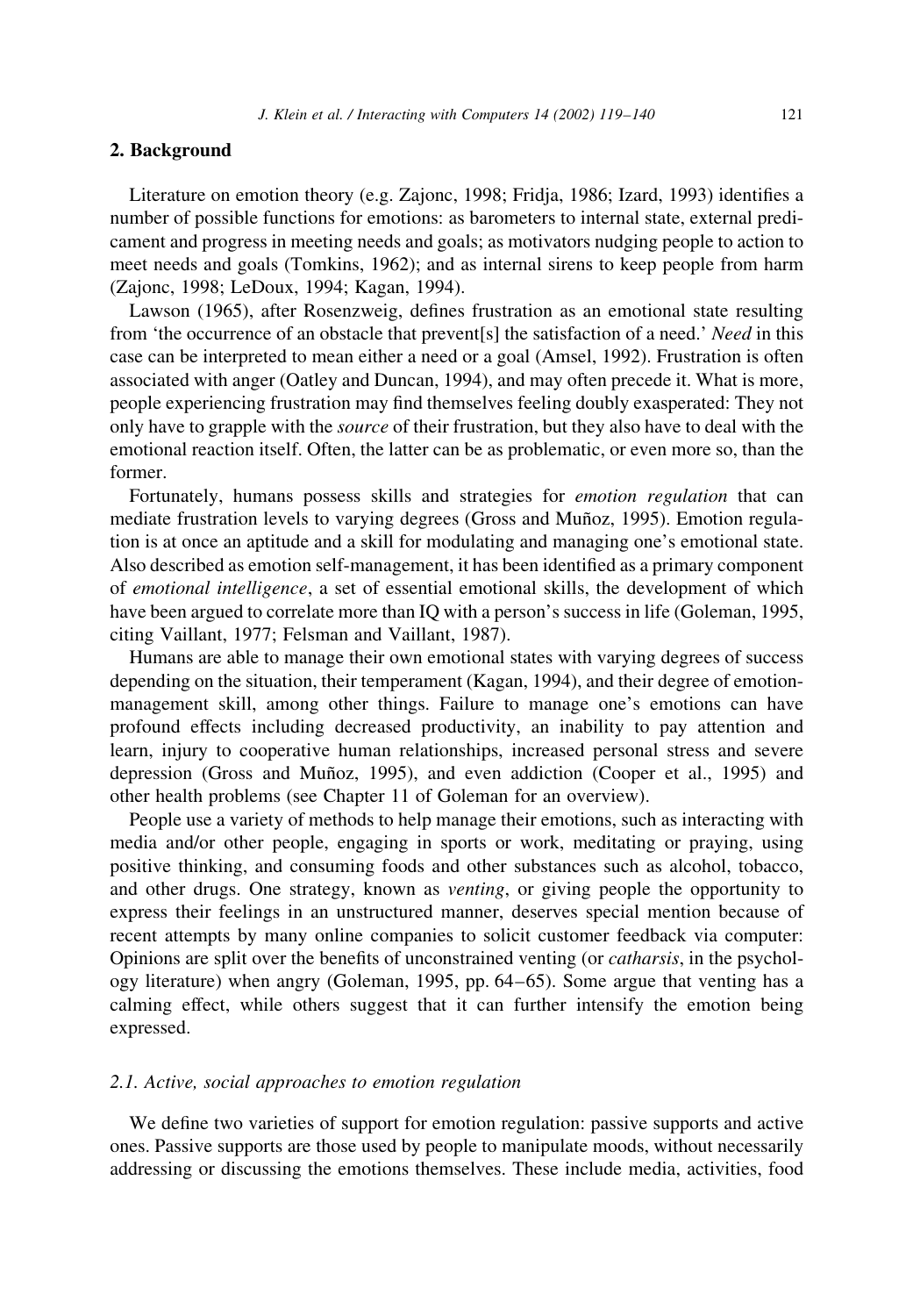## 2. Background

Literature on emotion theory (e.g. Zajonc, 1998; Fridja, 1986; Izard, 1993) identifies a number of possible functions for emotions: as barometers to internal state, external predicament and progress in meeting needs and goals; as motivators nudging people to action to meet needs and goals (Tomkins, 1962); and as internal sirens to keep people from harm (Zajonc, 1998; LeDoux, 1994; Kagan, 1994).

Lawson (1965), after Rosenzweig, defines frustration as an emotional state resulting from 'the occurrence of an obstacle that prevent[s] the satisfaction of a need.' *Need* in this case can be interpreted to mean either a need or a goal (Amsel, 1992). Frustration is often associated with anger (Oatley and Duncan, 1994), and may often precede it. What is more, people experiencing frustration may find themselves feeling doubly exasperated: They not only have to grapple with the *source* of their frustration, but they also have to deal with the emotional reaction itself. Often, the latter can be as problematic, or even more so, than the former.

Fortunately, humans possess skills and strategies for *emotion regulation* that can mediate frustration levels to varying degrees (Gross and Muñoz, 1995). Emotion regulation is at once an aptitude and a skill for modulating and managing one's emotional state. Also described as emotion self-management, it has been identified as a primary component of *emotional intelligence*, a set of essential emotional skills, the development of which have been argued to correlate more than IQ with a person's success in life (Goleman, 1995, citing Vaillant, 1977; Felsman and Vaillant, 1987).

Humans are able to manage their own emotional states with varying degrees of success depending on the situation, their temperament (Kagan, 1994), and their degree of emotion-management skill, among other things. Failure to manage one's emotions can have profound effects including decreased productivity, an inability to pay attention and learn, injury to cooperative human relationships, increased personal stress and severe depression (Gross and Muñoz, 1995), and even addiction (Cooper et al., 1995) and other health problems (see Chapter 11 of Goleman for an overview).

People use a variety of methods to help manage their emotions, such as interacting with media and/or other people, engaging in sports or work, meditating or praying, using positive thinking, and consuming foods and other substances such as alcohol, tobacco, and other drugs. One strategy, known as *venting*, or giving people the opportunity to express their feelings in an unstructured manner, deserves special mention because of recent attempts by many online companies to solicit customer feedback via computer: Opinions are split over the benefits of unconstrained venting (or *catharsis*, in the psychology literature) when angry (Goleman, 1995, pp. 64–65). Some argue that venting has a calming effect, while others suggest that it can further intensify the emotion being expressed.

### 2.1. Active, social approaches to emotion regulation

We define two varieties of support for emotion regulation: passive supports and active ones. Passive supports are those used by people to manipulate moods, without necessarily addressing or discussing the emotions themselves. These include media, activities, food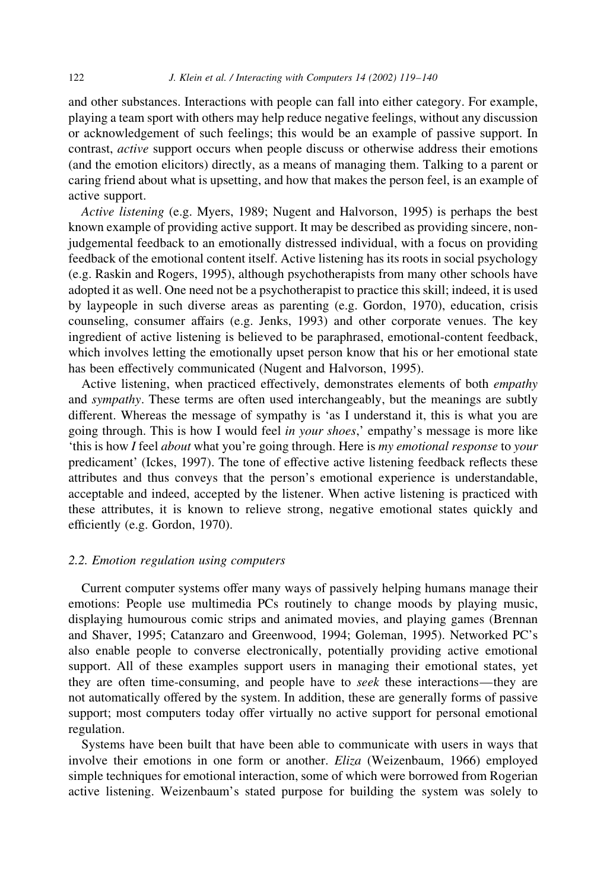and other substances. Interactions with people can fall into either category. For example, playing a team sport with others may help reduce negative feelings, without any discussion or acknowledgement of such feelings; this would be an example of passive support. In contrast, *active* support occurs when people discuss or otherwise address their emotions (and the emotion elicitors) directly, as a means of managing them. Talking to a parent or caring friend about what is upsetting, and how that makes the person feel, is an example of active support.

*Active listening* (e.g. Myers, 1989; Nugent and Halvorson, 1995) is perhaps the best known example of providing active support. It may be described as providing sincere, non-judgemental feedback to an emotionally distressed individual, with a focus on providing feedback of the emotional content itself. Active listening has its roots in social psychology (e.g. Raskin and Rogers, 1995), although psychotherapists from many other schools have adopted it as well. One need not be a psychotherapist to practice this skill; indeed, it is used by laypeople in such diverse areas as parenting (e.g. Gordon, 1970), education, crisis counseling, consumer affairs (e.g. Jenks, 1993) and other corporate venues. The key ingredient of active listening is believed to be paraphrased, emotional-content feedback, which involves letting the emotionally upset person know that his or her emotional state has been effectively communicated (Nugent and Halvorson, 1995).

Active listening, when practiced effectively, demonstrates elements of both *empathy* and *sympathy*. These terms are often used interchangeably, but the meanings are subtly different. Whereas the message of sympathy is 'as I understand it, this is what you are going through. This is how I would feel *in your shoes*,' empathy's message is more like 'this is how *I* feel *about* what you're going through. Here is *my emotional response* to *your* predicament' (Ickes, 1997). The tone of effective active listening feedback reflects these attributes and thus conveys that the person's emotional experience is understandable, acceptable and indeed, accepted by the listener. When active listening is practiced with these attributes, it is known to relieve strong, negative emotional states quickly and efficiently (e.g. Gordon, 1970).

### 2.2. Emotion regulation using computers

Current computer systems offer many ways of passively helping humans manage their emotions: People use multimedia PCs routinely to change moods by playing music, displaying humourous comic strips and animated movies, and playing games (Brennan and Shaver, 1995; Catanzaro and Greenwood, 1994; Goleman, 1995). Networked PC's also enable people to converse electronically, potentially providing active emotional support. All of these examples support users in managing their emotional states, yet they are often time-consuming, and people have to *seek* these interactions—they are not automatically offered by the system. In addition, these are generally forms of passive support; most computers today offer virtually no active support for personal emotional regulation.

Systems have been built that have been able to communicate with users in ways that involve their emotions in one form or another. *Eliza* (Weizenbaum, 1966) employed simple techniques for emotional interaction, some of which were borrowed from Rogerian active listening. Weizenbaum's stated purpose for building the system was solely to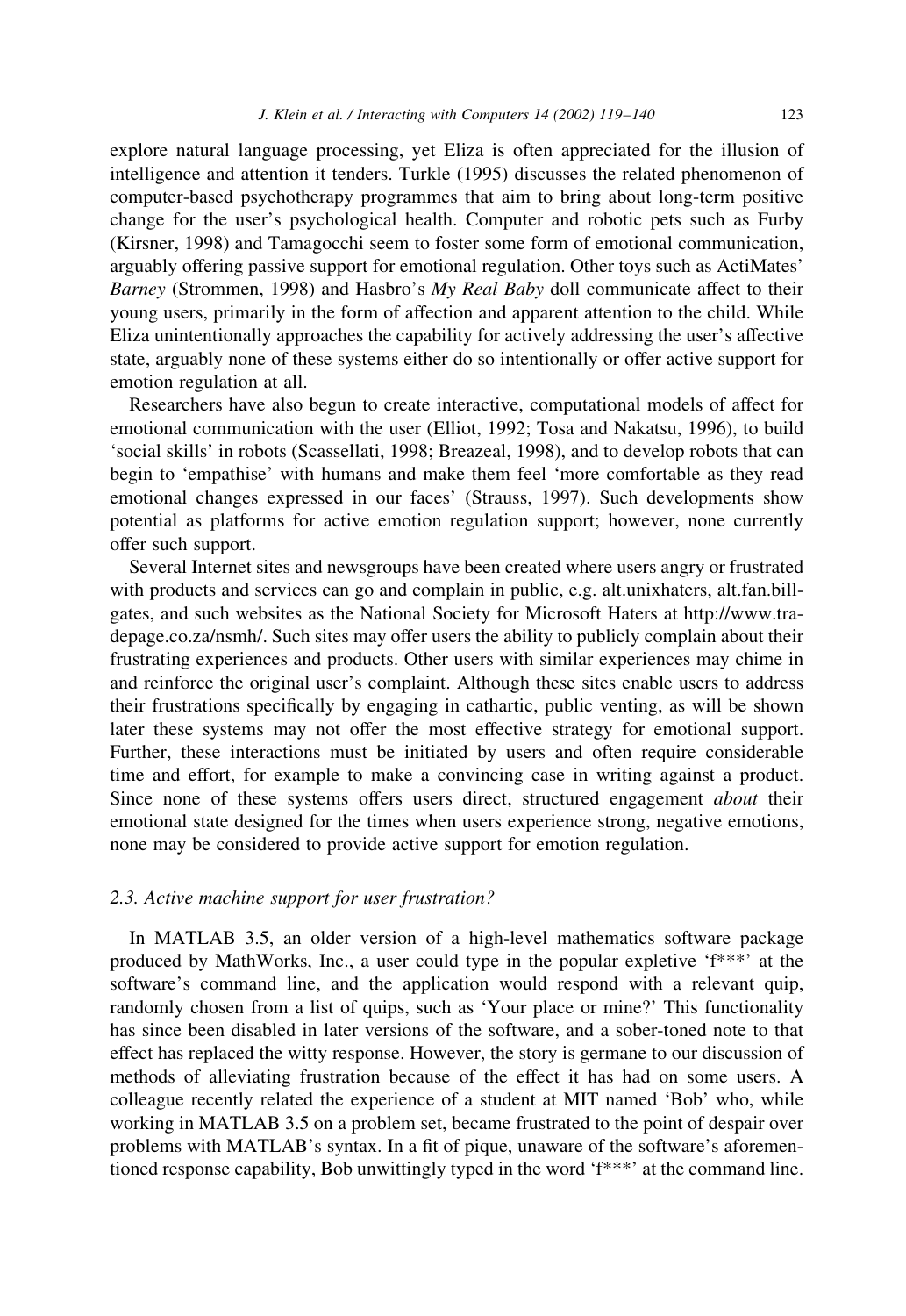explore natural language processing, yet Eliza is often appreciated for the illusion of intelligence and attention it tenders. Turkle (1995) discusses the related phenomenon of computer-based psychotherapy programmes that aim to bring about long-term positive change for the user's psychological health. Computer and robotic pets such as Furby (Kirsner, 1998) and Tamagocchi seem to foster some form of emotional communication, arguably offering passive support for emotional regulation. Other toys such as ActiMates' *Barney* (Strommen, 1998) and Hasbro's *My Real Baby* doll communicate affect to their young users, primarily in the form of affection and apparent attention to the child. While Eliza unintentionally approaches the capability for actively addressing the user's affective state, arguably none of these systems either do so intentionally or offer active support for emotion regulation at all.

Researchers have also begun to create interactive, computational models of affect for emotional communication with the user (Elliot, 1992; Tosa and Nakatsu, 1996), to build 'social skills' in robots (Scassellati, 1998; Breazeal, 1998), and to develop robots that can begin to 'empathise' with humans and make them feel 'more comfortable as they read emotional changes expressed in our faces' (Strauss, 1997). Such developments show potential as platforms for active emotion regulation support; however, none currently offer such support.

Several Internet sites and newsgroups have been created where users angry or frustrated with products and services can go and complain in public, e.g. alt.unixhaters, alt.fan.bill-gates, and such websites as the National Society for Microsoft Haters at http://www.tradepage.co.za/nsmh/. Such sites may offer users the ability to publicly complain about their frustrating experiences and products. Other users with similar experiences may chime in and reinforce the original user's complaint. Although these sites enable users to address their frustrations specifically by engaging in cathartic, public venting, as will be shown later these systems may not offer the most effective strategy for emotional support. Further, these interactions must be initiated by users and often require considerable time and effort, for example to make a convincing case in writing against a product. Since none of these systems offers users direct, structured engagement *about* their emotional state designed for the times when users experience strong, negative emotions, none may be considered to provide active support for emotion regulation.

### 2.3. Active machine support for user frustration?

In MATLAB 3.5, an older version of a high-level mathematics software package produced by MathWorks, Inc., a user could type in the popular expletive 'f***' at the software's command line, and the application would respond with a relevant quip, randomly chosen from a list of quips, such as 'Your place or mine?' This functionality has since been disabled in later versions of the software, and a sober-toned note to that effect has replaced the witty response. However, the story is germane to our discussion of methods of alleviating frustration because of the effect it has had on some users. A colleague recently related the experience of a student at MIT named 'Bob' who, while working in MATLAB 3.5 on a problem set, became frustrated to the point of despair over problems with MATLAB's syntax. In a fit of pique, unaware of the software's aforementioned response capability, Bob unwittingly typed in the word 'f***' at the command line.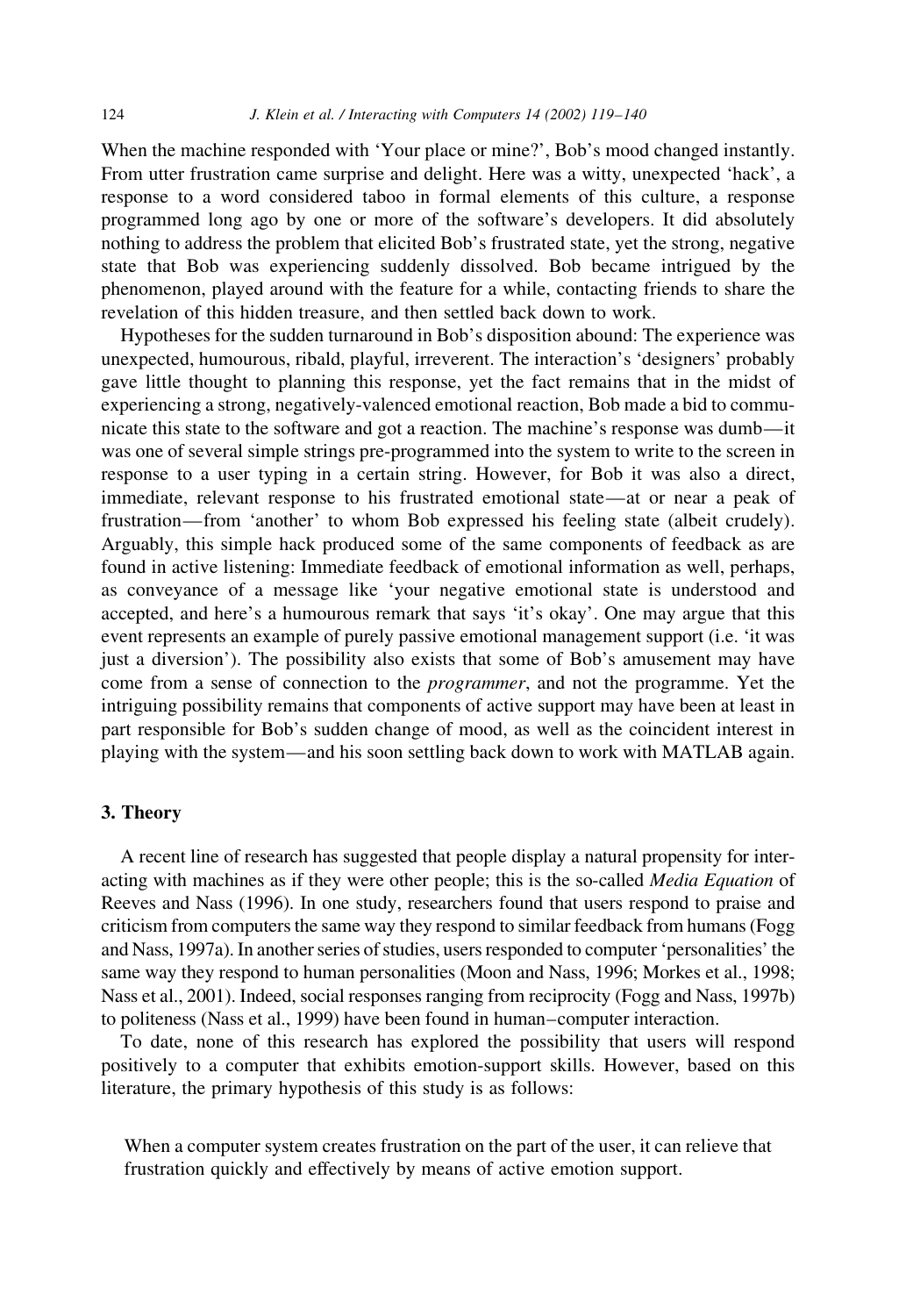When the machine responded with 'Your place or mine?', Bob's mood changed instantly. From utter frustration came surprise and delight. Here was a witty, unexpected 'hack', a response to a word considered taboo in formal elements of this culture, a response programmed long ago by one or more of the software's developers. It did absolutely nothing to address the problem that elicited Bob's frustrated state, yet the strong, negative state that Bob was experiencing suddenly dissolved. Bob became intrigued by the phenomenon, played around with the feature for a while, contacting friends to share the revelation of this hidden treasure, and then settled back down to work.

Hypotheses for the sudden turnaround in Bob's disposition abound: The experience was unexpected, humourous, ribald, playful, irreverent. The interaction's 'designers' probably gave little thought to planning this response, yet the fact remains that in the midst of experiencing a strong, negatively-valenced emotional reaction, Bob made a bid to communicate this state to the software and got a reaction. The machine's response was dumb—it was one of several simple strings pre-programmed into the system to write to the screen in response to a user typing in a certain string. However, for Bob it was also a direct, immediate, relevant response to his frustrated emotional state—at or near a peak of frustration—from 'another' to whom Bob expressed his feeling state (albeit crudely). Arguably, this simple hack produced some of the same components of feedback as are found in active listening: Immediate feedback of emotional information as well, perhaps, as conveyance of a message like 'your negative emotional state is understood and accepted, and here's a humourous remark that says 'it's okay'. One may argue that this event represents an example of purely passive emotional management support (i.e. 'it was just a diversion'). The possibility also exists that some of Bob's amusement may have come from a sense of connection to the *programmer*, and not the programme. Yet the intriguing possibility remains that components of active support may have been at least in part responsible for Bob's sudden change of mood, as well as the coincident interest in playing with the system—and his soon settling back down to work with MATLAB again.

## 3. Theory

A recent line of research has suggested that people display a natural propensity for interacting with machines as if they were other people; this is the so-called *Media Equation* of Reeves and Nass (1996). In one study, researchers found that users respond to praise and criticism from computers the same way they respond to similar feedback from humans (Fogg and Nass, 1997a). In another series of studies, users responded to computer 'personalities' the same way they respond to human personalities (Moon and Nass, 1996; Morkes et al., 1998; Nass et al., 2001). Indeed, social responses ranging from reciprocity (Fogg and Nass, 1997b) to politeness (Nass et al., 1999) have been found in human–computer interaction.

To date, none of this research has explored the possibility that users will respond positively to a computer that exhibits emotion-support skills. However, based on this literature, the primary hypothesis of this study is as follows:

> When a computer system creates frustration on the part of the user, it can relieve that frustration quickly and effectively by means of active emotion support.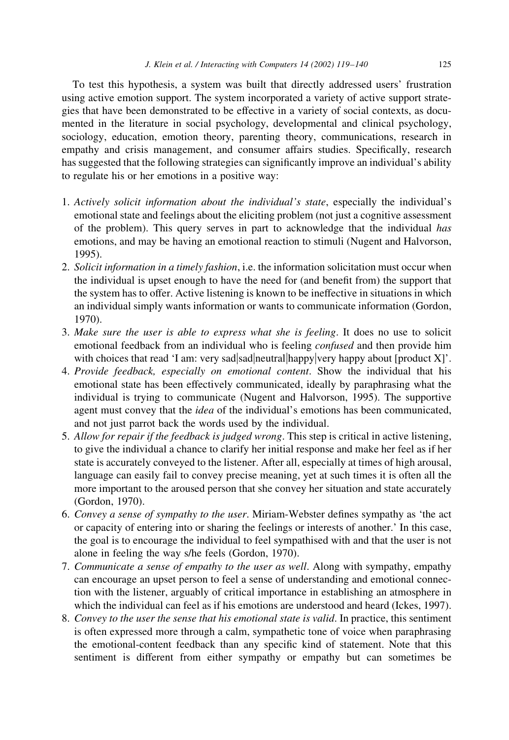To test this hypothesis, a system was built that directly addressed users' frustration using active emotion support. The system incorporated a variety of active support strategies that have been demonstrated to be effective in a variety of social contexts, as documented in the literature in social psychology, developmental and clinical psychology, sociology, education, emotion theory, parenting theory, communications, research in empathy and crisis management, and consumer affairs studies. Specifically, research has suggested that the following strategies can significantly improve an individual's ability to regulate his or her emotions in a positive way:

1. *Actively solicit information about the individual's state*, especially the individual's emotional state and feelings about the eliciting problem (not just a cognitive assessment of the problem). This query serves in part to acknowledge that the individual *has* emotions, and may be having an emotional reaction to stimuli (Nugent and Halvorson, 1995).
2. *Solicit information in a timely fashion*, i.e. the information solicitation must occur when the individual is upset enough to have the need for (and benefit from) the support that the system has to offer. Active listening is known to be ineffective in situations in which an individual simply wants information or wants to communicate information (Gordon, 1970).
3. *Make sure the user is able to express what she is feeling*. It does no use to solicit emotional feedback from an individual who is feeling *confused* and then provide him with choices that read 'I am: very sad|sad|neutral|happy|very happy about [product X]'.
4. *Provide feedback, especially on emotional content*. Show the individual that his emotional state has been effectively communicated, ideally by paraphrasing what the individual is trying to communicate (Nugent and Halvorson, 1995). The supportive agent must convey that the *idea* of the individual's emotions has been communicated, and not just parrot back the words used by the individual.
5. *Allow for repair if the feedback is judged wrong*. This step is critical in active listening, to give the individual a chance to clarify her initial response and make her feel as if her state is accurately conveyed to the listener. After all, especially at times of high arousal, language can easily fail to convey precise meaning, yet at such times it is often all the more important to the aroused person that she convey her situation and state accurately (Gordon, 1970).
6. *Convey a sense of sympathy to the user*. Miriam-Webster defines sympathy as 'the act or capacity of entering into or sharing the feelings or interests of another.' In this case, the goal is to encourage the individual to feel sympathised with and that the user is not alone in feeling the way s/he feels (Gordon, 1970).
7. *Communicate a sense of empathy to the user as well*. Along with sympathy, empathy can encourage an upset person to feel a sense of understanding and emotional connection with the listener, arguably of critical importance in establishing an atmosphere in which the individual can feel as if his emotions are understood and heard (Ickes, 1997).
8. *Convey to the user the sense that his emotional state is valid*. In practice, this sentiment is often expressed more through a calm, sympathetic tone of voice when paraphrasing the emotional-content feedback than any specific kind of statement. Note that this sentiment is different from either sympathy or empathy but can sometimes be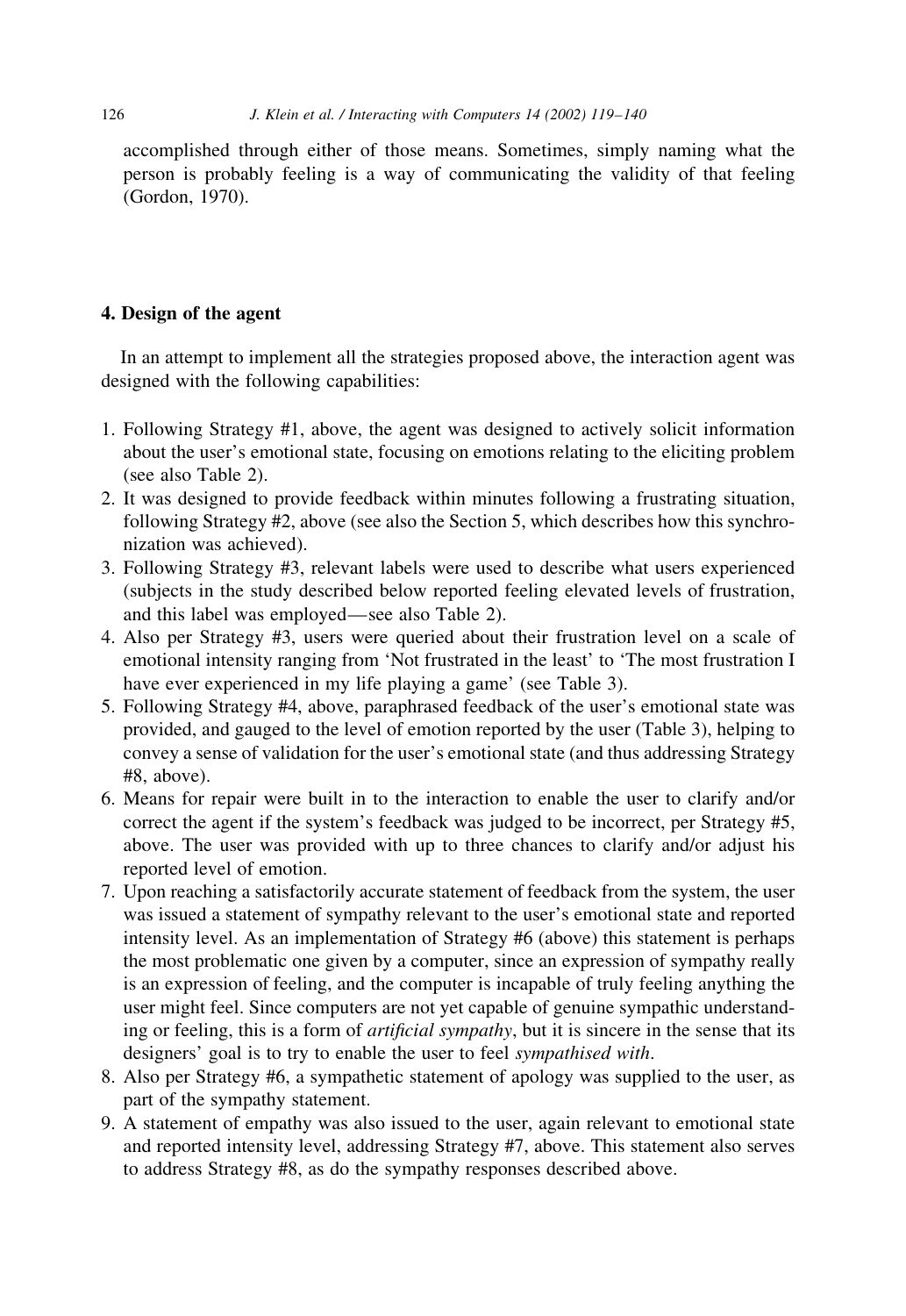accomplished through either of those means. Sometimes, simply naming what the person is probably feeling is a way of communicating the validity of that feeling (Gordon, 1970).

## 4. Design of the agent

In an attempt to implement all the strategies proposed above, the interaction agent was designed with the following capabilities:

1. Following Strategy #1, above, the agent was designed to actively solicit information about the user's emotional state, focusing on emotions relating to the eliciting problem (see also Table 2).
2. It was designed to provide feedback within minutes following a frustrating situation, following Strategy #2, above (see also the Section 5, which describes how this synchronization was achieved).
3. Following Strategy #3, relevant labels were used to describe what users experienced (subjects in the study described below reported feeling elevated levels of frustration, and this label was employed—see also Table 2).
4. Also per Strategy #3, users were queried about their frustration level on a scale of emotional intensity ranging from 'Not frustrated in the least' to 'The most frustration I have ever experienced in my life playing a game' (see Table 3).
5. Following Strategy #4, above, paraphrased feedback of the user's emotional state was provided, and gauged to the level of emotion reported by the user (Table 3), helping to convey a sense of validation for the user's emotional state (and thus addressing Strategy #8, above).
6. Means for repair were built in to the interaction to enable the user to clarify and/or correct the agent if the system's feedback was judged to be incorrect, per Strategy #5, above. The user was provided with up to three chances to clarify and/or adjust his reported level of emotion.
7. Upon reaching a satisfactorily accurate statement of feedback from the system, the user was issued a statement of sympathy relevant to the user's emotional state and reported intensity level. As an implementation of Strategy #6 (above) this statement is perhaps the most problematic one given by a computer, since an expression of sympathy really is an expression of feeling, and the computer is incapable of truly feeling anything the user might feel. Since computers are not yet capable of genuine sympathic understanding or feeling, this is a form of *artificial sympathy*, but it is sincere in the sense that its designers' goal is to try to enable the user to feel *sympathised with*.
8. Also per Strategy #6, a sympathetic statement of apology was supplied to the user, as part of the sympathy statement.
9. A statement of empathy was also issued to the user, again relevant to emotional state and reported intensity level, addressing Strategy #7, above. This statement also serves to address Strategy #8, as do the sympathy responses described above.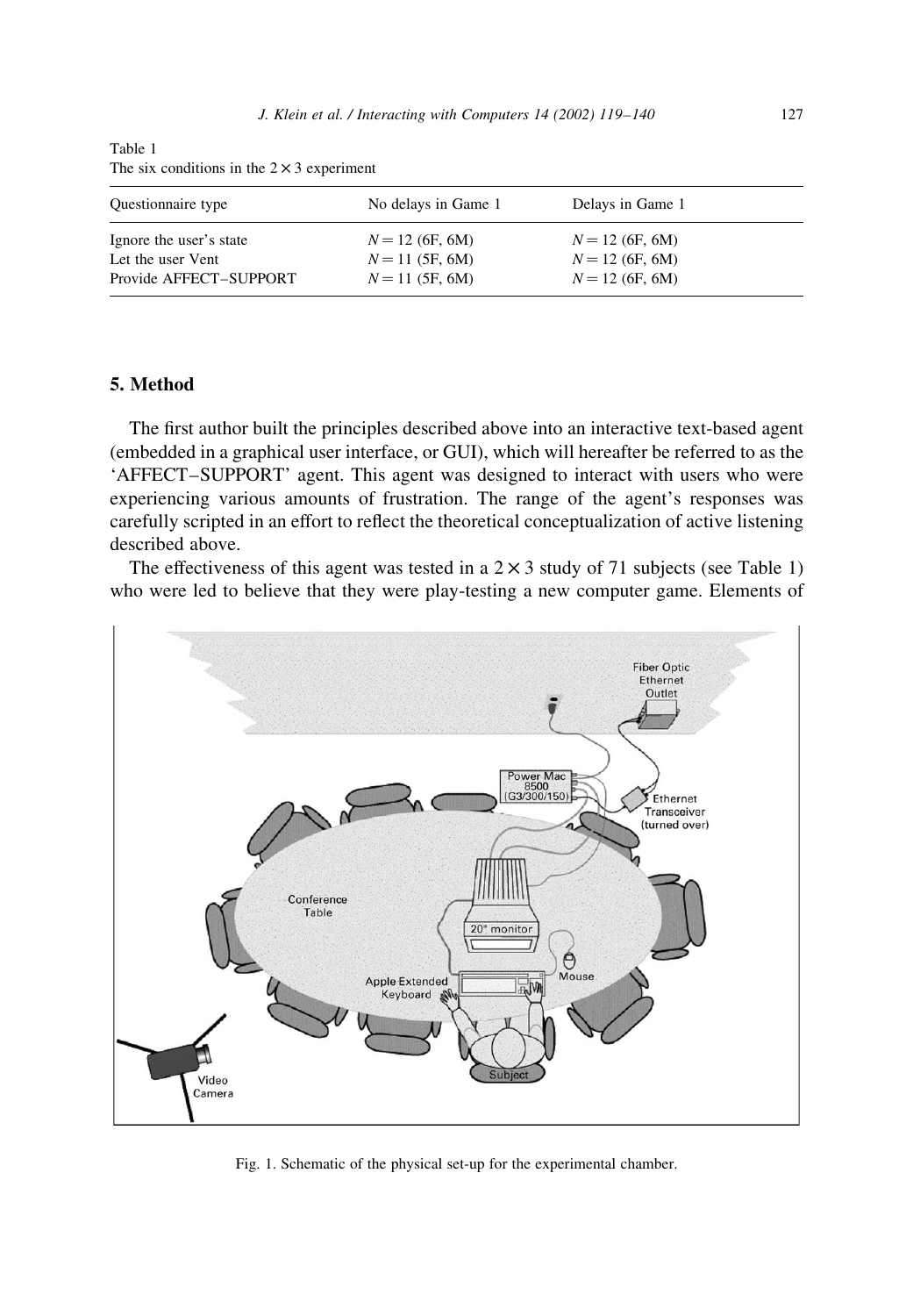Table 1
The six conditions in the $2 \times 3$ experiment

| Questionnaire type | No delays in Game 1 | Delays in Game 1 |
|---|---|---|
| Ignore the user's state | $N = 12$ (6F, 6M) | $N = 12$ (6F, 6M) |
| Let the user Vent | $N = 11$ (5F, 6M) | $N = 12$ (6F, 6M) |
| Provide AFFECT–SUPPORT | $N = 11$ (5F, 6M) | $N = 12$ (6F, 6M) |

## 5. Method

The first author built the principles described above into an interactive text-based agent (embedded in a graphical user interface, or GUI), which will hereafter be referred to as the 'AFFECT–SUPPORT' agent. This agent was designed to interact with users who were experiencing various amounts of frustration. The range of the agent's responses was carefully scripted in an effort to reflect the theoretical conceptualization of active listening described above.

The effectiveness of this agent was tested in a $2 \times 3$ study of 71 subjects (see Table 1) who were led to believe that they were play-testing a new computer game. Elements of

Fig. 1. Schematic of the physical set-up for the experimental chamber.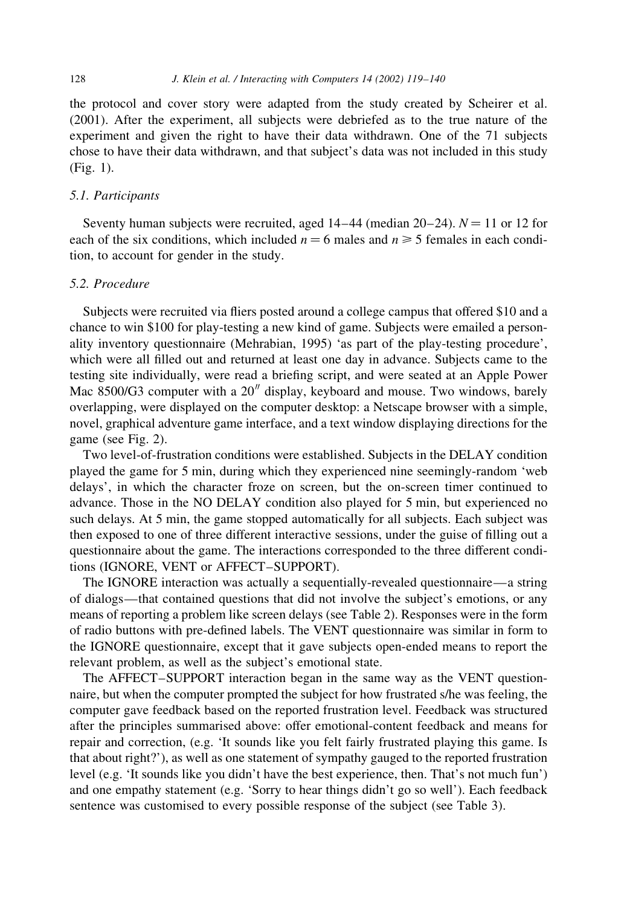the protocol and cover story were adapted from the study created by Scheirer et al. (2001). After the experiment, all subjects were debriefed as to the true nature of the experiment and given the right to have their data withdrawn. One of the 71 subjects chose to have their data withdrawn, and that subject's data was not included in this study (Fig. 1).

### 5.1. Participants

Seventy human subjects were recruited, aged 14–44 (median 20–24). $N = 11$ or 12 for each of the six conditions, which included $n = 6$ males and $n \geqslant 5$ females in each condition, to account for gender in the study.

### 5.2. Procedure

Subjects were recruited via fliers posted around a college campus that offered \$10 and a chance to win \$100 for play-testing a new kind of game. Subjects were emailed a personality inventory questionnaire (Mehrabian, 1995) 'as part of the play-testing procedure', which were all filled out and returned at least one day in advance. Subjects came to the testing site individually, were read a briefing script, and were seated at an Apple Power Mac 8500/G3 computer with a 20″ display, keyboard and mouse. Two windows, barely overlapping, were displayed on the computer desktop: a Netscape browser with a simple, novel, graphical adventure game interface, and a text window displaying directions for the game (see Fig. 2).

Two level-of-frustration conditions were established. Subjects in the DELAY condition played the game for 5 min, during which they experienced nine seemingly-random 'web delays', in which the character froze on screen, but the on-screen timer continued to advance. Those in the NO DELAY condition also played for 5 min, but experienced no such delays. At 5 min, the game stopped automatically for all subjects. Each subject was then exposed to one of three different interactive sessions, under the guise of filling out a questionnaire about the game. The interactions corresponded to the three different conditions (IGNORE, VENT or AFFECT–SUPPORT).

The IGNORE interaction was actually a sequentially-revealed questionnaire—a string of dialogs—that contained questions that did not involve the subject's emotions, or any means of reporting a problem like screen delays (see Table 2). Responses were in the form of radio buttons with pre-defined labels. The VENT questionnaire was similar in form to the IGNORE questionnaire, except that it gave subjects open-ended means to report the relevant problem, as well as the subject's emotional state.

The AFFECT–SUPPORT interaction began in the same way as the VENT questionnaire, but when the computer prompted the subject for how frustrated s/he was feeling, the computer gave feedback based on the reported frustration level. Feedback was structured after the principles summarised above: offer emotional-content feedback and means for repair and correction, (e.g. 'It sounds like you felt fairly frustrated playing this game. Is that about right?'), as well as one statement of sympathy gauged to the reported frustration level (e.g. 'It sounds like you didn't have the best experience, then. That's not much fun') and one empathy statement (e.g. 'Sorry to hear things didn't go so well'). Each feedback sentence was customised to every possible response of the subject (see Table 3).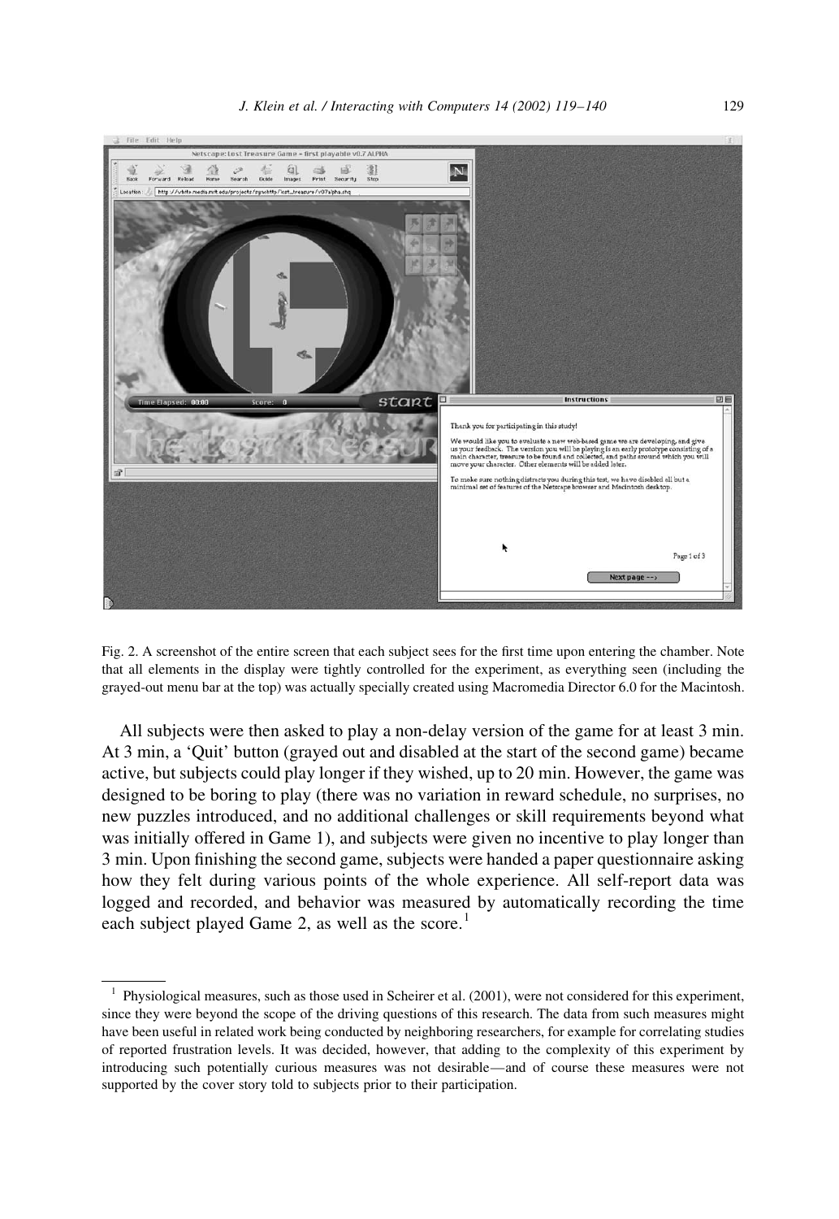Fig. 2. A screenshot of the entire screen that each subject sees for the first time upon entering the chamber. Note that all elements in the display were tightly controlled for the experiment, as everything seen (including the grayed-out menu bar at the top) was actually specially created using Macromedia Director 6.0 for the Macintosh.

All subjects were then asked to play a non-delay version of the game for at least 3 min. At 3 min, a 'Quit' button (grayed out and disabled at the start of the second game) became active, but subjects could play longer if they wished, up to 20 min. However, the game was designed to be boring to play (there was no variation in reward schedule, no surprises, no new puzzles introduced, and no additional challenges or skill requirements beyond what was initially offered in Game 1), and subjects were given no incentive to play longer than 3 min. Upon finishing the second game, subjects were handed a paper questionnaire asking how they felt during various points of the whole experience. All self-report data was logged and recorded, and behavior was measured by automatically recording the time each subject played Game 2, as well as the score.[1]

---

[1] Physiological measures, such as those used in Scheirer et al. (2001), were not considered for this experiment, since they were beyond the scope of the driving questions of this research. The data from such measures might have been useful in related work being conducted by neighboring researchers, for example for correlating studies of reported frustration levels. It was decided, however, that adding to the complexity of this experiment by introducing such potentially curious measures was not desirable—and of course these measures were not supported by the cover story told to subjects prior to their participation.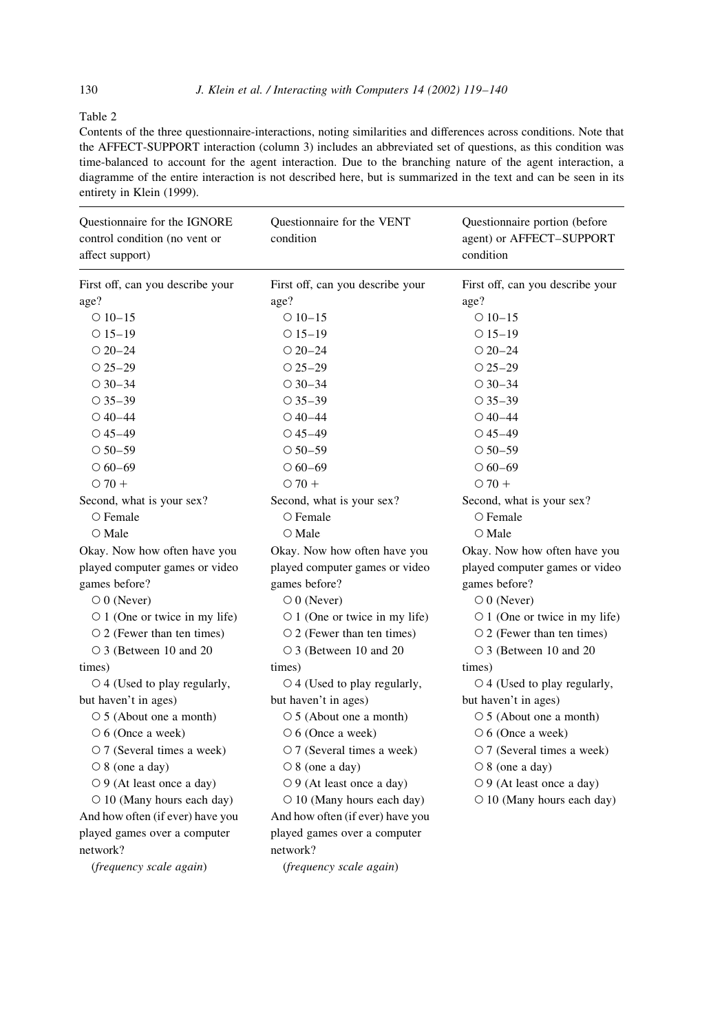Table 2

Contents of the three questionnaire-interactions, noting similarities and differences across conditions. Note that the AFFECT-SUPPORT interaction (column 3) includes an abbreviated set of questions, as this condition was time-balanced to account for the agent interaction. Due to the branching nature of the agent interaction, a diagramme of the entire interaction is not described here, but is summarized in the text and can be seen in its entirety in Klein (1999).

| Questionnaire for the IGNORE control condition (no vent or affect support) | Questionnaire for the VENT condition | Questionnaire portion (before agent) or AFFECT–SUPPORT condition |
|---|---|---|
| First off, can you describe your age? | First off, can you describe your age? | First off, can you describe your age? |
| ○ 10–15 | ○ 10–15 | ○ 10–15 |
| ○ 15–19 | ○ 15–19 | ○ 15–19 |
| ○ 20–24 | ○ 20–24 | ○ 20–24 |
| ○ 25–29 | ○ 25–29 | ○ 25–29 |
| ○ 30–34 | ○ 30–34 | ○ 30–34 |
| ○ 35–39 | ○ 35–39 | ○ 35–39 |
| ○ 40–44 | ○ 40–44 | ○ 40–44 |
| ○ 45–49 | ○ 45–49 | ○ 45–49 |
| ○ 50–59 | ○ 50–59 | ○ 50–59 |
| ○ 60–69 | ○ 60–69 | ○ 60–69 |
| ○ 70 + | ○ 70 + | ○ 70 + |
| Second, what is your sex? | Second, what is your sex? | Second, what is your sex? |
| ○ Female | ○ Female | ○ Female |
| ○ Male | ○ Male | ○ Male |
| Okay. Now how often have you played computer games or video games before? | Okay. Now how often have you played computer games or video games before? | Okay. Now how often have you played computer games or video games before? |
| ○ 0 (Never) | ○ 0 (Never) | ○ 0 (Never) |
| ○ 1 (One or twice in my life) | ○ 1 (One or twice in my life) | ○ 1 (One or twice in my life) |
| ○ 2 (Fewer than ten times) | ○ 2 (Fewer than ten times) | ○ 2 (Fewer than ten times) |
| ○ 3 (Between 10 and 20 times) | ○ 3 (Between 10 and 20 times) | ○ 3 (Between 10 and 20 times) |
| ○ 4 (Used to play regularly, but haven't in ages) | ○ 4 (Used to play regularly, but haven't in ages) | ○ 4 (Used to play regularly, but haven't in ages) |
| ○ 5 (About one a month) | ○ 5 (About one a month) | ○ 5 (About one a month) |
| ○ 6 (Once a week) | ○ 6 (Once a week) | ○ 6 (Once a week) |
| ○ 7 (Several times a week) | ○ 7 (Several times a week) | ○ 7 (Several times a week) |
| ○ 8 (one a day) | ○ 8 (one a day) | ○ 8 (one a day) |
| ○ 9 (At least once a day) | ○ 9 (At least once a day) | ○ 9 (At least once a day) |
| ○ 10 (Many hours each day) | ○ 10 (Many hours each day) | ○ 10 (Many hours each day) |
| And how often (if ever) have you played games over a computer network? | And how often (if ever) have you played games over a computer network? | |
| (*frequency scale again*) | (*frequency scale again*) | |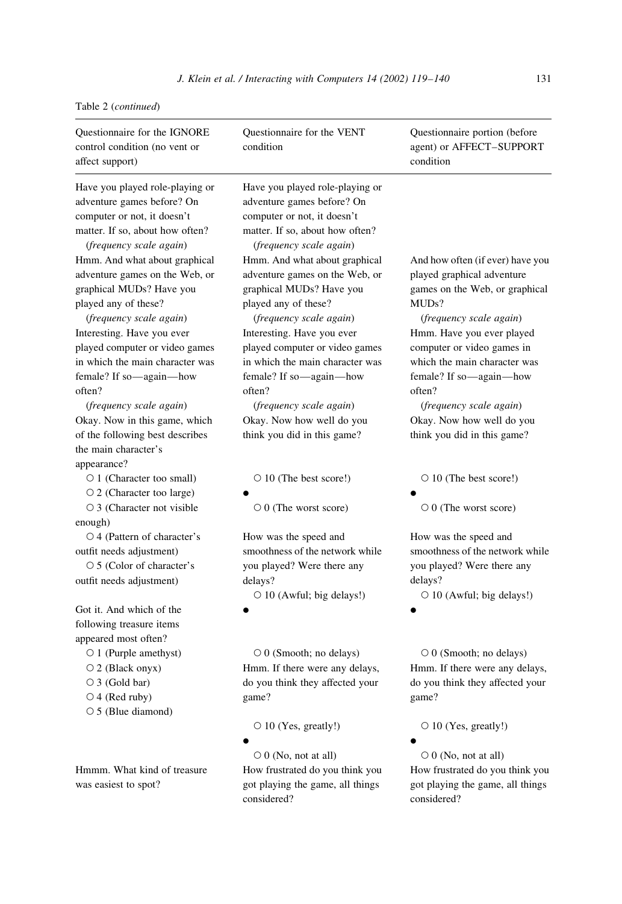Table 2 (*continued*)

| Questionnaire for the IGNORE control condition (no vent or affect support) | Questionnaire for the VENT condition | Questionnaire portion (before agent) or AFFECT–SUPPORT condition |
| --- | --- | --- |
| Have you played role-playing or adventure games before? On computer or not, it doesn't matter. If so, about how often? (*frequency scale again*) | Have you played role-playing or adventure games before? On computer or not, it doesn't matter. If so, about how often? (*frequency scale again*) | |
| Hmm. And what about graphical adventure games on the Web, or graphical MUDs? Have you played any of these? (*frequency scale again*) | Hmm. And what about graphical adventure games on the Web, or graphical MUDs? Have you played any of these? (*frequency scale again*) | And how often (if ever) have you played graphical adventure games on the Web, or graphical MUDs? (*frequency scale again*) |
| Interesting. Have you ever played computer or video games in which the main character was female? If so—again—how often? (*frequency scale again*) | Interesting. Have you ever played computer or video games in which the main character was female? If so—again—how often? (*frequency scale again*) | Hmm. Have you ever played computer or video games in which the main character was female? If so—again—how often? (*frequency scale again*) |
| Okay. Now in this game, which of the following best describes the main character's appearance? ○ 1 (Character too small) ○ 2 (Character too large) ○ 3 (Character not visible enough) ○ 4 (Pattern of character's outfit needs adjustment) ○ 5 (Color of character's outfit needs adjustment) | Okay. Now how well do you think you did in this game? ○ 10 (The best score!) • ○ 0 (The worst score) | Okay. Now how well do you think you did in this game? ○ 10 (The best score!) • ○ 0 (The worst score) |
| Got it. And which of the following treasure items appeared most often? ○ 1 (Purple amethyst) ○ 2 (Black onyx) ○ 3 (Gold bar) ○ 4 (Red ruby) ○ 5 (Blue diamond) | How was the speed and smoothness of the network while you played? Were there any delays? ○ 10 (Awful; big delays!) • ○ 0 (Smooth; no delays) | How was the speed and smoothness of the network while you played? Were there any delays? ○ 10 (Awful; big delays!) • ○ 0 (Smooth; no delays) |
| | Hmm. If there were any delays, do you think they affected your game? ○ 10 (Yes, greatly!) • ○ 0 (No, not at all) | Hmm. If there were any delays, do you think they affected your game? ○ 10 (Yes, greatly!) • ○ 0 (No, not at all) |
| Hmmm. What kind of treasure was easiest to spot? | How frustrated do you think you got playing the game, all things considered? | How frustrated do you think you got playing the game, all things considered? |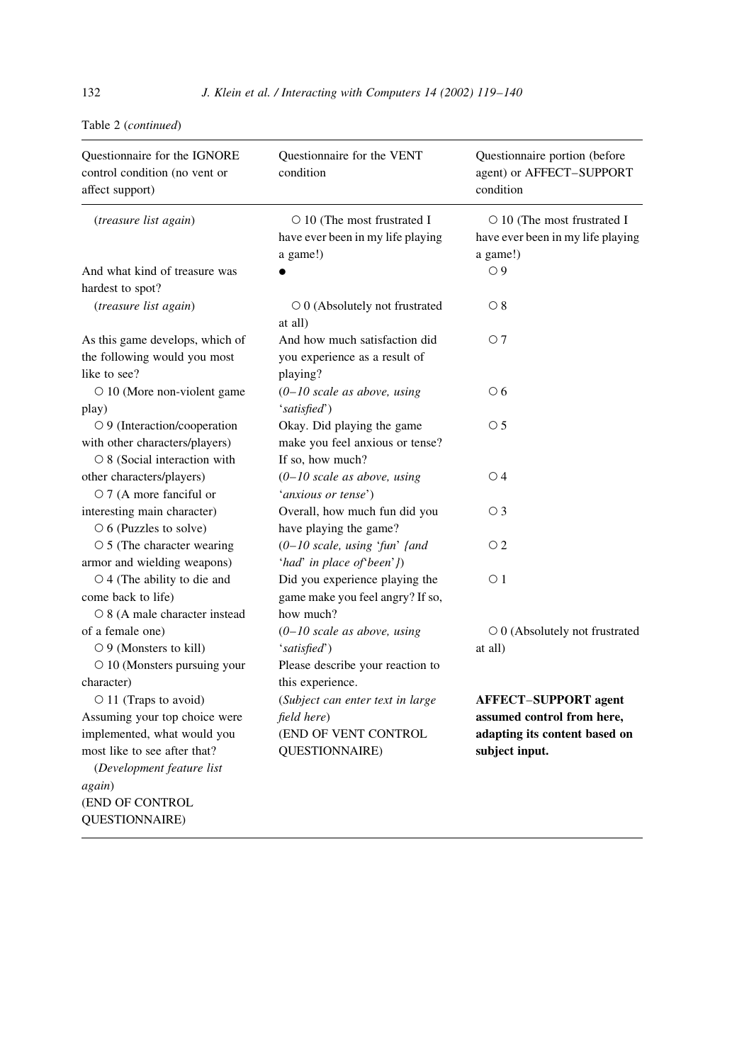Table 2 (*continued*)

| Questionnaire for the IGNORE control condition (no vent or affect support) | Questionnaire for the VENT condition | Questionnaire portion (before agent) or AFFECT–SUPPORT condition |
|---|---|---|
| (*treasure list again*)<br>And what kind of treasure was hardest to spot?<br>(*treasure list again*)<br>As this game develops, which of the following would you most like to see?<br>○ 10 (More non-violent game play)<br>○ 9 (Interaction/cooperation with other characters/players)<br>○ 8 (Social interaction with other characters/players)<br>○ 7 (A more fanciful or interesting main character)<br>○ 6 (Puzzles to solve)<br>○ 5 (The character wearing armor and wielding weapons)<br>○ 4 (The ability to die and come back to life)<br>○ 8 (A male character instead of a female one)<br>○ 9 (Monsters to kill)<br>○ 10 (Monsters pursuing your character)<br>○ 11 (Traps to avoid)<br>Assuming your top choice were implemented, what would you most like to see after that?<br>(*Development feature list again*)<br>(END OF CONTROL QUESTIONNAIRE) | ○ 10 (The most frustrated I have ever been in my life playing a game!)<br>•<br>○ 0 (Absolutely not frustrated at all)<br>And how much satisfaction did you experience as a result of playing?<br>(*0–10 scale as above, using 'satisfied'*)<br>Okay. Did playing the game make you feel anxious or tense? If so, how much?<br>(*0–10 scale as above, using 'anxious or tense'*)<br>Overall, how much fun did you have playing the game?<br>(*0–10 scale, using 'fun' {and 'had' in place of 'been'}*)<br>Did you experience playing the game make you feel angry? If so, how much?<br>(*0–10 scale as above, using 'satisfied'*)<br>Please describe your reaction to this experience.<br>(*Subject can enter text in large field here*)<br>(END OF VENT CONTROL QUESTIONNAIRE) | ○ 10 (The most frustrated I have ever been in my life playing a game!)<br>○ 9<br>○ 8<br>○ 7<br>○ 6<br>○ 5<br>○ 4<br>○ 3<br>○ 2<br>○ 1<br>○ 0 (Absolutely not frustrated at all)<br>**AFFECT–SUPPORT agent assumed control from here, adapting its content based on subject input.** |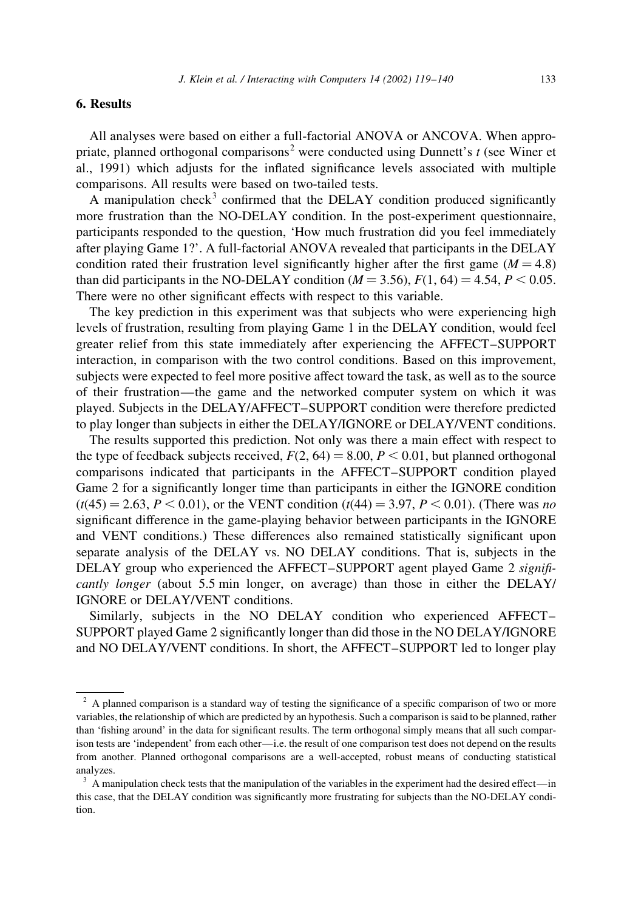## 6. Results

All analyses were based on either a full-factorial ANOVA or ANCOVA. When appropriate, planned orthogonal comparisons[2] were conducted using Dunnett's $t$ (see Winer et al., 1991) which adjusts for the inflated significance levels associated with multiple comparisons. All results were based on two-tailed tests.

A manipulation check[3] confirmed that the DELAY condition produced significantly more frustration than the NO-DELAY condition. In the post-experiment questionnaire, participants responded to the question, 'How much frustration did you feel immediately after playing Game 1?'. A full-factorial ANOVA revealed that participants in the DELAY condition rated their frustration level significantly higher after the first game ($M = 4.8$) than did participants in the NO-DELAY condition ($M = 3.56$), $F(1, 64) = 4.54$, $P < 0.05$. There were no other significant effects with respect to this variable.

The key prediction in this experiment was that subjects who were experiencing high levels of frustration, resulting from playing Game 1 in the DELAY condition, would feel greater relief from this state immediately after experiencing the AFFECT–SUPPORT interaction, in comparison with the two control conditions. Based on this improvement, subjects were expected to feel more positive affect toward the task, as well as to the source of their frustration—the game and the networked computer system on which it was played. Subjects in the DELAY/AFFECT–SUPPORT condition were therefore predicted to play longer than subjects in either the DELAY/IGNORE or DELAY/VENT conditions.

The results supported this prediction. Not only was there a main effect with respect to the type of feedback subjects received, $F(2, 64) = 8.00$, $P < 0.01$, but planned orthogonal comparisons indicated that participants in the AFFECT–SUPPORT condition played Game 2 for a significantly longer time than participants in either the IGNORE condition ($t(45) = 2.63$, $P < 0.01$), or the VENT condition ($t(44) = 3.97$, $P < 0.01$). (There was *no* significant difference in the game-playing behavior between participants in the IGNORE and VENT conditions.) These differences also remained statistically significant upon separate analysis of the DELAY vs. NO DELAY conditions. That is, subjects in the DELAY group who experienced the AFFECT–SUPPORT agent played Game 2 *significantly longer* (about 5.5 min longer, on average) than those in either the DELAY/IGNORE or DELAY/VENT conditions.

Similarly, subjects in the NO DELAY condition who experienced AFFECT–SUPPORT played Game 2 significantly longer than did those in the NO DELAY/IGNORE and NO DELAY/VENT conditions. In short, the AFFECT–SUPPORT led to longer play

---

[2] A planned comparison is a standard way of testing the significance of a specific comparison of two or more variables, the relationship of which are predicted by an hypothesis. Such a comparison is said to be planned, rather than 'fishing around' in the data for significant results. The term orthogonal simply means that all such comparison tests are 'independent' from each other—i.e. the result of one comparison test does not depend on the results from another. Planned orthogonal comparisons are a well-accepted, robust means of conducting statistical analyzes.

[3] A manipulation check tests that the manipulation of the variables in the experiment had the desired effect—in this case, that the DELAY condition was significantly more frustrating for subjects than the NO-DELAY condition.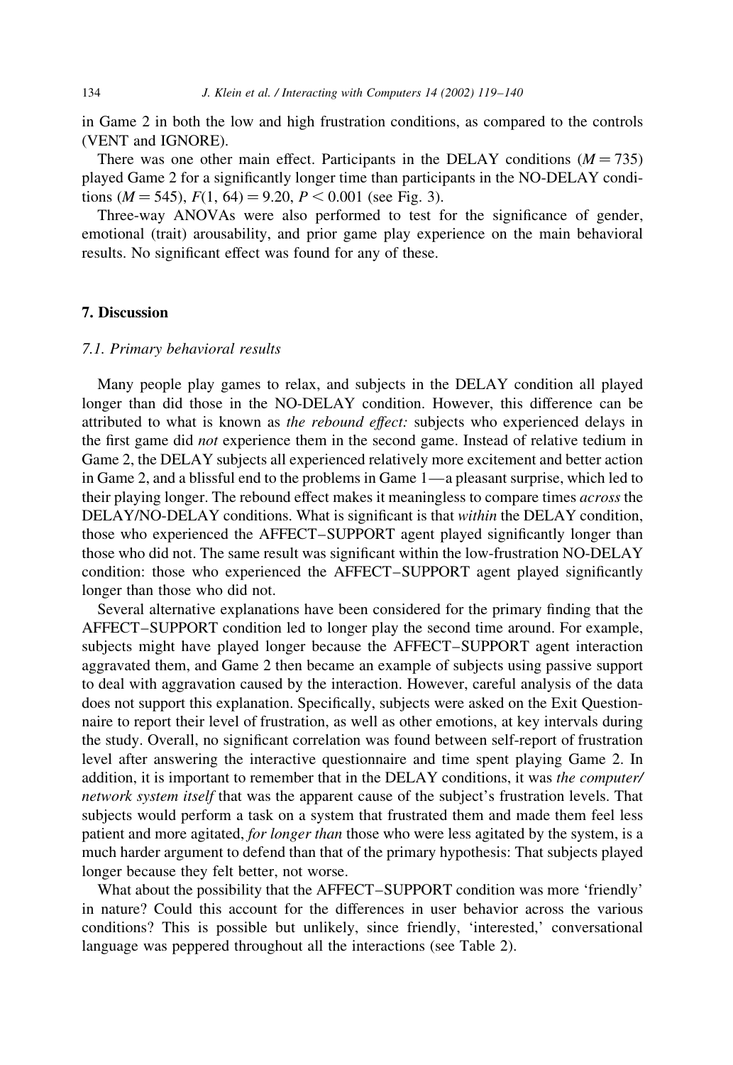in Game 2 in both the low and high frustration conditions, as compared to the controls (VENT and IGNORE).

There was one other main effect. Participants in the DELAY conditions ($M = 735$) played Game 2 for a significantly longer time than participants in the NO-DELAY conditions ($M = 545$), $F(1, 64) = 9.20$, $P < 0.001$ (see Fig. 3).

Three-way ANOVAs were also performed to test for the significance of gender, emotional (trait) arousability, and prior game play experience on the main behavioral results. No significant effect was found for any of these.

## 7. Discussion

### 7.1. Primary behavioral results

Many people play games to relax, and subjects in the DELAY condition all played longer than did those in the NO-DELAY condition. However, this difference can be attributed to what is known as *the rebound effect:* subjects who experienced delays in the first game did *not* experience them in the second game. Instead of relative tedium in Game 2, the DELAY subjects all experienced relatively more excitement and better action in Game 2, and a blissful end to the problems in Game 1—a pleasant surprise, which led to their playing longer. The rebound effect makes it meaningless to compare times *across* the DELAY/NO-DELAY conditions. What is significant is that *within* the DELAY condition, those who experienced the AFFECT–SUPPORT agent played significantly longer than those who did not. The same result was significant within the low-frustration NO-DELAY condition: those who experienced the AFFECT–SUPPORT agent played significantly longer than those who did not.

Several alternative explanations have been considered for the primary finding that the AFFECT–SUPPORT condition led to longer play the second time around. For example, subjects might have played longer because the AFFECT–SUPPORT agent interaction aggravated them, and Game 2 then became an example of subjects using passive support to deal with aggravation caused by the interaction. However, careful analysis of the data does not support this explanation. Specifically, subjects were asked on the Exit Questionnaire to report their level of frustration, as well as other emotions, at key intervals during the study. Overall, no significant correlation was found between self-report of frustration level after answering the interactive questionnaire and time spent playing Game 2. In addition, it is important to remember that in the DELAY conditions, it was *the computer/network system itself* that was the apparent cause of the subject's frustration levels. That subjects would perform a task on a system that frustrated them and made them feel less patient and more agitated, *for longer than* those who were less agitated by the system, is a much harder argument to defend than that of the primary hypothesis: That subjects played longer because they felt better, not worse.

What about the possibility that the AFFECT–SUPPORT condition was more 'friendly' in nature? Could this account for the differences in user behavior across the various conditions? This is possible but unlikely, since friendly, 'interested,' conversational language was peppered throughout all the interactions (see Table 2).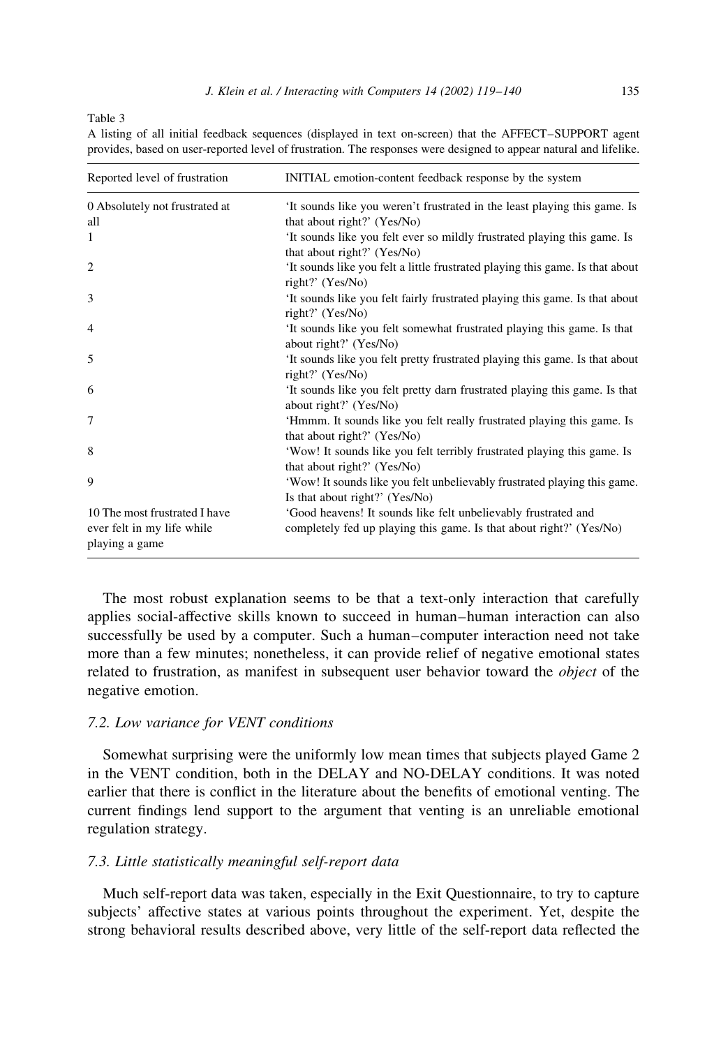Table 3

A listing of all initial feedback sequences (displayed in text on-screen) that the AFFECT–SUPPORT agent provides, based on user-reported level of frustration. The responses were designed to appear natural and lifelike.

| Reported level of frustration | INITIAL emotion-content feedback response by the system |
|---|---|
| 0 Absolutely not frustrated at all | 'It sounds like you weren't frustrated in the least playing this game. Is that about right?' (Yes/No) |
| 1 | 'It sounds like you felt ever so mildly frustrated playing this game. Is that about right?' (Yes/No) |
| 2 | 'It sounds like you felt a little frustrated playing this game. Is that about right?' (Yes/No) |
| 3 | 'It sounds like you felt fairly frustrated playing this game. Is that about right?' (Yes/No) |
| 4 | 'It sounds like you felt somewhat frustrated playing this game. Is that about right?' (Yes/No) |
| 5 | 'It sounds like you felt pretty frustrated playing this game. Is that about right?' (Yes/No) |
| 6 | 'It sounds like you felt pretty darn frustrated playing this game. Is that about right?' (Yes/No) |
| 7 | 'Hmmm. It sounds like you felt really frustrated playing this game. Is that about right?' (Yes/No) |
| 8 | 'Wow! It sounds like you felt terribly frustrated playing this game. Is that about right?' (Yes/No) |
| 9 | 'Wow! It sounds like you felt unbelievably frustrated playing this game. Is that about right?' (Yes/No) |
| 10 The most frustrated I have ever felt in my life while playing a game | 'Good heavens! It sounds like felt unbelievably frustrated and completely fed up playing this game. Is that about right?' (Yes/No) |

The most robust explanation seems to be that a text-only interaction that carefully applies social-affective skills known to succeed in human–human interaction can also successfully be used by a computer. Such a human–computer interaction need not take more than a few minutes; nonetheless, it can provide relief of negative emotional states related to frustration, as manifest in subsequent user behavior toward the *object* of the negative emotion.

### 7.2. Low variance for VENT conditions

Somewhat surprising were the uniformly low mean times that subjects played Game 2 in the VENT condition, both in the DELAY and NO-DELAY conditions. It was noted earlier that there is conflict in the literature about the benefits of emotional venting. The current findings lend support to the argument that venting is an unreliable emotional regulation strategy.

### 7.3. Little statistically meaningful self-report data

Much self-report data was taken, especially in the Exit Questionnaire, to try to capture subjects' affective states at various points throughout the experiment. Yet, despite the strong behavioral results described above, very little of the self-report data reflected the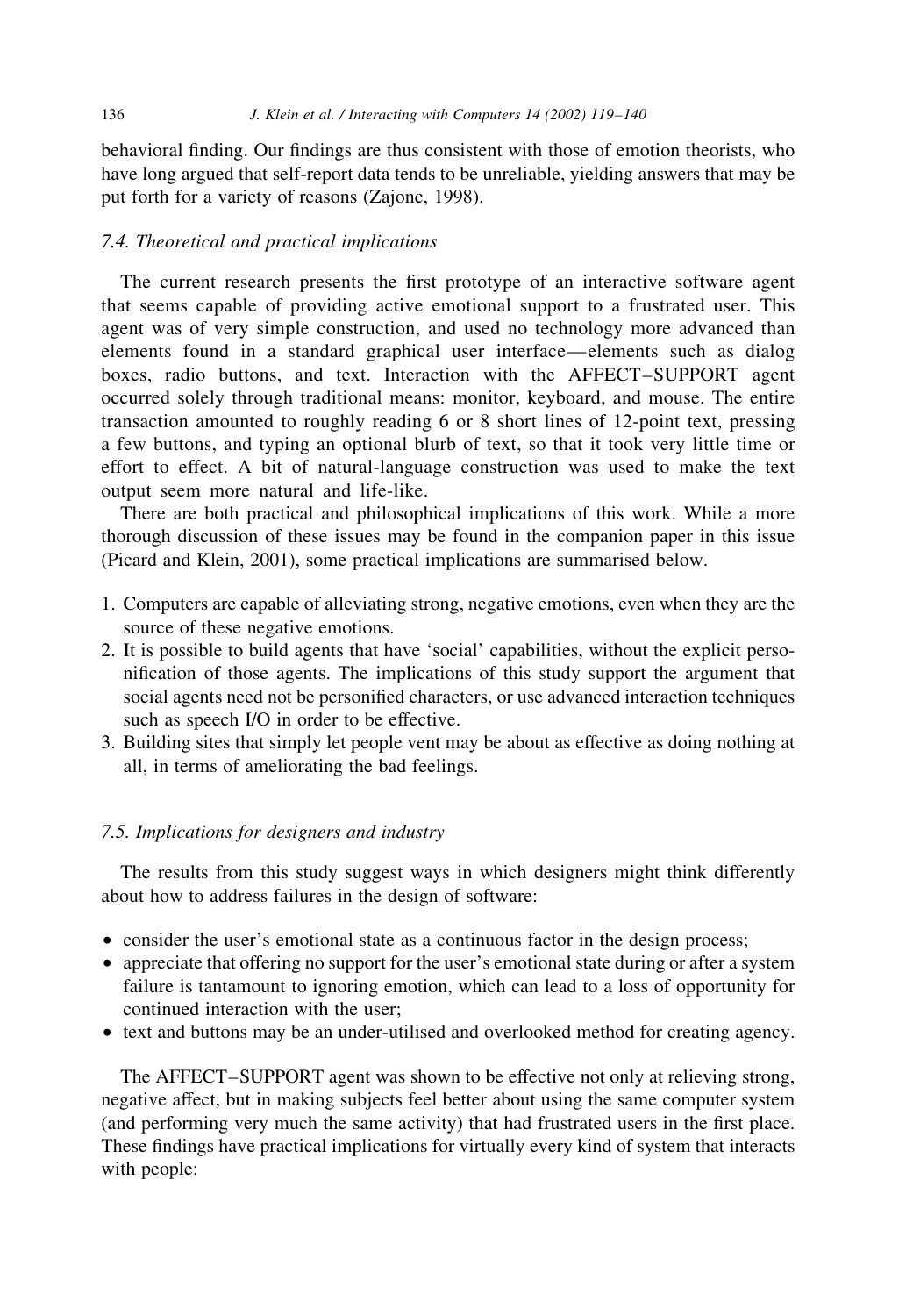behavioral finding. Our findings are thus consistent with those of emotion theorists, who have long argued that self-report data tends to be unreliable, yielding answers that may be put forth for a variety of reasons (Zajonc, 1998).

### *7.4. Theoretical and practical implications*

The current research presents the first prototype of an interactive software agent that seems capable of providing active emotional support to a frustrated user. This agent was of very simple construction, and used no technology more advanced than elements found in a standard graphical user interface—elements such as dialog boxes, radio buttons, and text. Interaction with the AFFECT–SUPPORT agent occurred solely through traditional means: monitor, keyboard, and mouse. The entire transaction amounted to roughly reading 6 or 8 short lines of 12-point text, pressing a few buttons, and typing an optional blurb of text, so that it took very little time or effort to effect. A bit of natural-language construction was used to make the text output seem more natural and life-like.

There are both practical and philosophical implications of this work. While a more thorough discussion of these issues may be found in the companion paper in this issue (Picard and Klein, 2001), some practical implications are summarised below.

1. Computers are capable of alleviating strong, negative emotions, even when they are the source of these negative emotions.
2. It is possible to build agents that have 'social' capabilities, without the explicit personification of those agents. The implications of this study support the argument that social agents need not be personified characters, or use advanced interaction techniques such as speech I/O in order to be effective.
3. Building sites that simply let people vent may be about as effective as doing nothing at all, in terms of ameliorating the bad feelings.

### *7.5. Implications for designers and industry*

The results from this study suggest ways in which designers might think differently about how to address failures in the design of software:

- consider the user's emotional state as a continuous factor in the design process;
- appreciate that offering no support for the user's emotional state during or after a system failure is tantamount to ignoring emotion, which can lead to a loss of opportunity for continued interaction with the user;
- text and buttons may be an under-utilised and overlooked method for creating agency.

The AFFECT–SUPPORT agent was shown to be effective not only at relieving strong, negative affect, but in making subjects feel better about using the same computer system (and performing very much the same activity) that had frustrated users in the first place. These findings have practical implications for virtually every kind of system that interacts with people: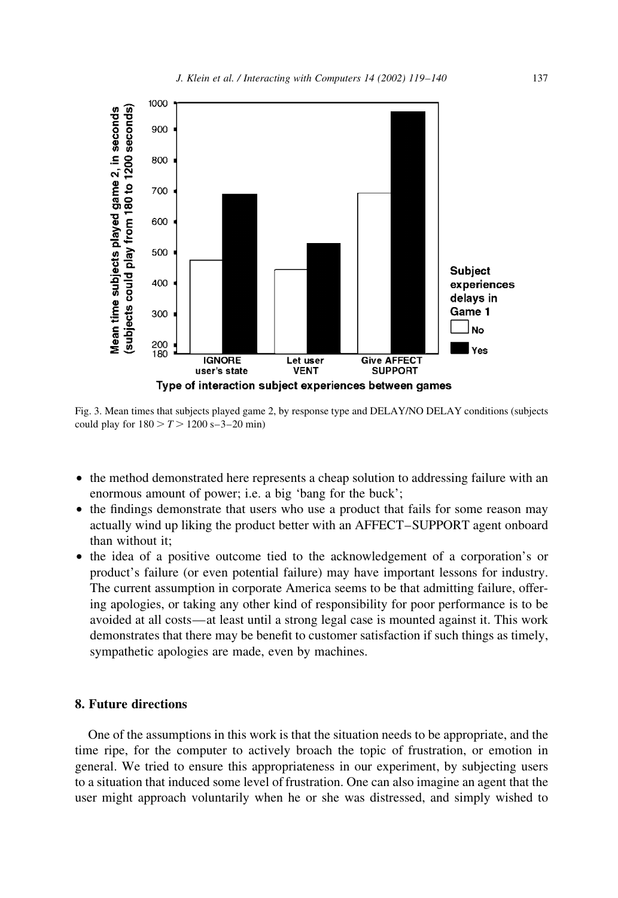Fig. 3. Mean times that subjects played game 2, by response type and DELAY/NO DELAY conditions (subjects could play for $180 > T > 1200$ s–3–20 min)

- the method demonstrated here represents a cheap solution to addressing failure with an enormous amount of power; i.e. a big 'bang for the buck';
- the findings demonstrate that users who use a product that fails for some reason may actually wind up liking the product better with an AFFECT–SUPPORT agent onboard than without it;
- the idea of a positive outcome tied to the acknowledgement of a corporation's or product's failure (or even potential failure) may have important lessons for industry. The current assumption in corporate America seems to be that admitting failure, offering apologies, or taking any other kind of responsibility for poor performance is to be avoided at all costs—at least until a strong legal case is mounted against it. This work demonstrates that there may be benefit to customer satisfaction if such things as timely, sympathetic apologies are made, even by machines.

## 8. Future directions

One of the assumptions in this work is that the situation needs to be appropriate, and the time ripe, for the computer to actively broach the topic of frustration, or emotion in general. We tried to ensure this appropriateness in our experiment, by subjecting users to a situation that induced some level of frustration. One can also imagine an agent that the user might approach voluntarily when he or she was distressed, and simply wished to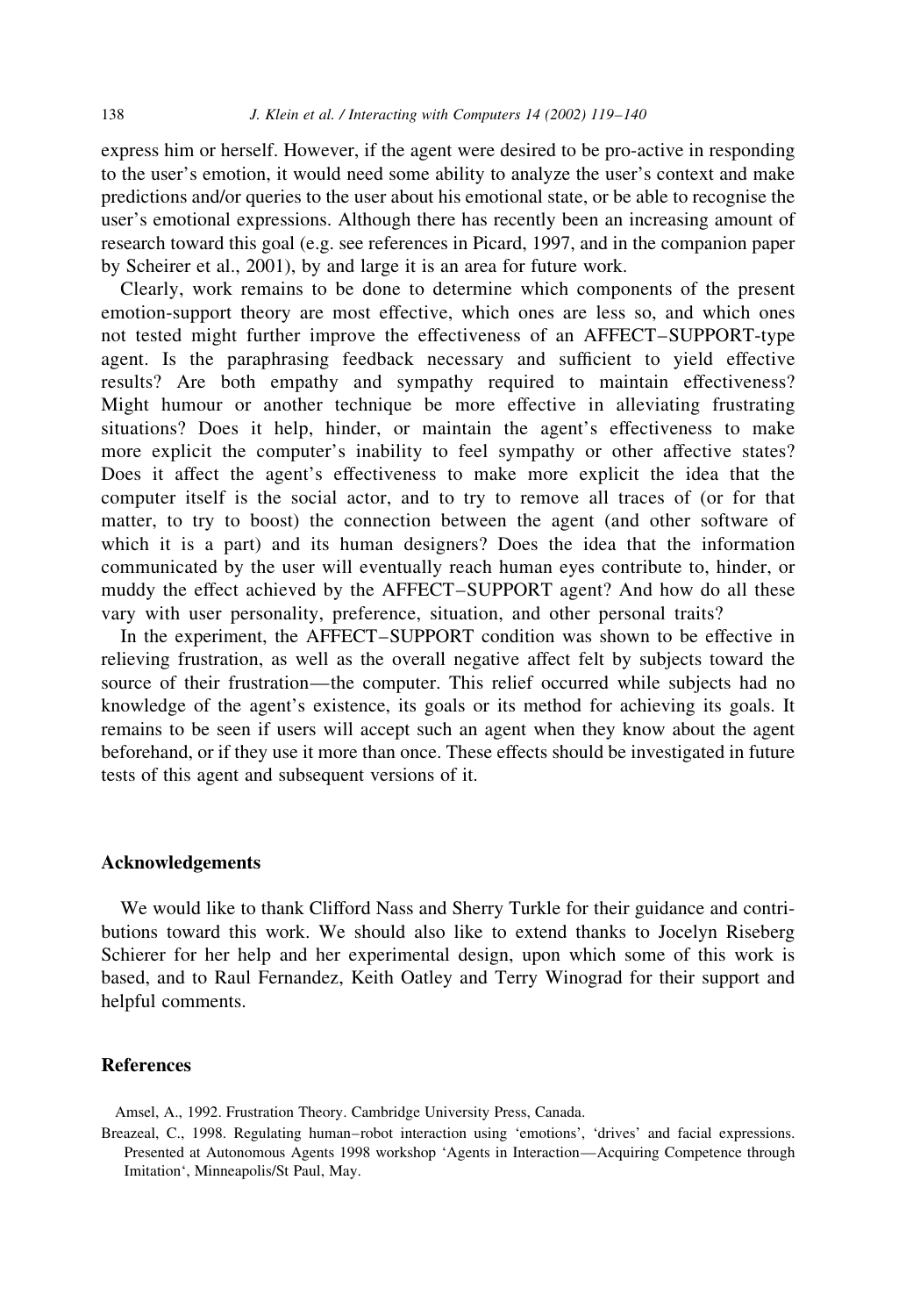express him or herself. However, if the agent were desired to be pro-active in responding to the user's emotion, it would need some ability to analyze the user's context and make predictions and/or queries to the user about his emotional state, or be able to recognise the user's emotional expressions. Although there has recently been an increasing amount of research toward this goal (e.g. see references in Picard, 1997, and in the companion paper by Scheirer et al., 2001), by and large it is an area for future work.

Clearly, work remains to be done to determine which components of the present emotion-support theory are most effective, which ones are less so, and which ones not tested might further improve the effectiveness of an AFFECT–SUPPORT-type agent. Is the paraphrasing feedback necessary and sufficient to yield effective results? Are both empathy and sympathy required to maintain effectiveness? Might humour or another technique be more effective in alleviating frustrating situations? Does it help, hinder, or maintain the agent's effectiveness to make more explicit the computer's inability to feel sympathy or other affective states? Does it affect the agent's effectiveness to make more explicit the idea that the computer itself is the social actor, and to try to remove all traces of (or for that matter, to try to boost) the connection between the agent (and other software of which it is a part) and its human designers? Does the idea that the information communicated by the user will eventually reach human eyes contribute to, hinder, or muddy the effect achieved by the AFFECT–SUPPORT agent? And how do all these vary with user personality, preference, situation, and other personal traits?

In the experiment, the AFFECT–SUPPORT condition was shown to be effective in relieving frustration, as well as the overall negative affect felt by subjects toward the source of their frustration—the computer. This relief occurred while subjects had no knowledge of the agent's existence, its goals or its method for achieving its goals. It remains to be seen if users will accept such an agent when they know about the agent beforehand, or if they use it more than once. These effects should be investigated in future tests of this agent and subsequent versions of it.

## Acknowledgements

We would like to thank Clifford Nass and Sherry Turkle for their guidance and contributions toward this work. We should also like to extend thanks to Jocelyn Riseberg Schierer for her help and her experimental design, upon which some of this work is based, and to Raul Fernandez, Keith Oatley and Terry Winograd for their support and helpful comments.

## References

Amsel, A., 1992. Frustration Theory. Cambridge University Press, Canada.

Breazeal, C., 1998. Regulating human–robot interaction using 'emotions', 'drives' and facial expressions. Presented at Autonomous Agents 1998 workshop 'Agents in Interaction—Acquiring Competence through Imitation', Minneapolis/St Paul, May.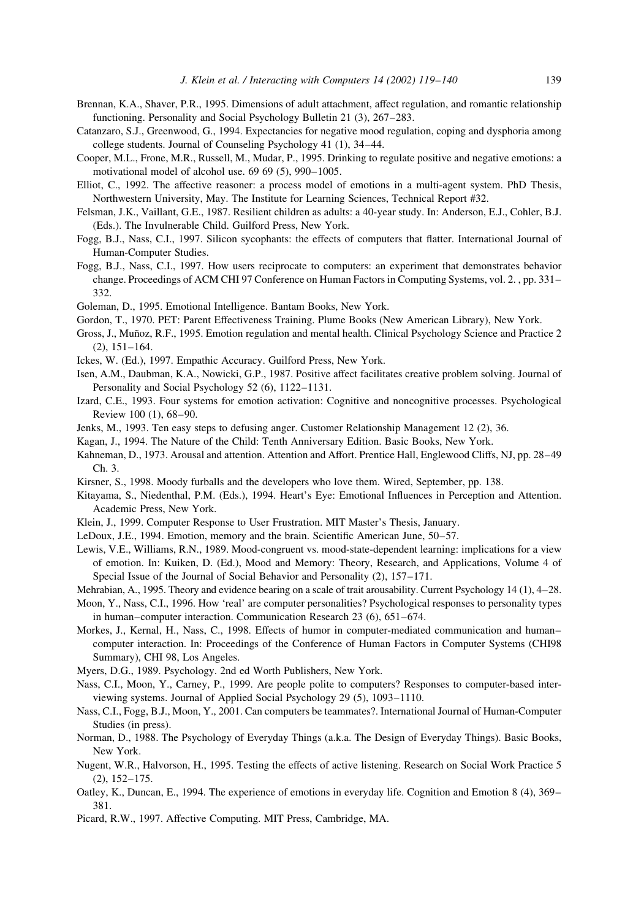Brennan, K.A., Shaver, P.R., 1995. Dimensions of adult attachment, affect regulation, and romantic relationship functioning. Personality and Social Psychology Bulletin 21 (3), 267–283.

Catanzaro, S.J., Greenwood, G., 1994. Expectancies for negative mood regulation, coping and dysphoria among college students. Journal of Counseling Psychology 41 (1), 34–44.

Cooper, M.L., Frone, M.R., Russell, M., Mudar, P., 1995. Drinking to regulate positive and negative emotions: a motivational model of alcohol use. 69 69 (5), 990–1005.

Elliot, C., 1992. The affective reasoner: a process model of emotions in a multi-agent system. PhD Thesis, Northwestern University, May. The Institute for Learning Sciences, Technical Report #32.

Felsman, J.K., Vaillant, G.E., 1987. Resilient children as adults: a 40-year study. In: Anderson, E.J., Cohler, B.J. (Eds.). The Invulnerable Child. Guilford Press, New York.

Fogg, B.J., Nass, C.I., 1997. Silicon sycophants: the effects of computers that flatter. International Journal of Human-Computer Studies.

Fogg, B.J., Nass, C.I., 1997. How users reciprocate to computers: an experiment that demonstrates behavior change. Proceedings of ACM CHI 97 Conference on Human Factors in Computing Systems, vol. 2. , pp. 331–332.

Goleman, D., 1995. Emotional Intelligence. Bantam Books, New York.

Gordon, T., 1970. PET: Parent Effectiveness Training. Plume Books (New American Library), New York.

Gross, J., Muñoz, R.F., 1995. Emotion regulation and mental health. Clinical Psychology Science and Practice 2 (2), 151–164.

Ickes, W. (Ed.), 1997. Empathic Accuracy. Guilford Press, New York.

Isen, A.M., Daubman, K.A., Nowicki, G.P., 1987. Positive affect facilitates creative problem solving. Journal of Personality and Social Psychology 52 (6), 1122–1131.

Izard, C.E., 1993. Four systems for emotion activation: Cognitive and noncognitive processes. Psychological Review 100 (1), 68–90.

Jenks, M., 1993. Ten easy steps to defusing anger. Customer Relationship Management 12 (2), 36.

Kagan, J., 1994. The Nature of the Child: Tenth Anniversary Edition. Basic Books, New York.

Kahneman, D., 1973. Arousal and attention. Attention and Affort. Prentice Hall, Englewood Cliffs, NJ, pp. 28–49 Ch. 3.

Kirsner, S., 1998. Moody furballs and the developers who love them. Wired, September, pp. 138.

Kitayama, S., Niedenthal, P.M. (Eds.), 1994. Heart's Eye: Emotional Influences in Perception and Attention. Academic Press, New York.

Klein, J., 1999. Computer Response to User Frustration. MIT Master's Thesis, January.

LeDoux, J.E., 1994. Emotion, memory and the brain. Scientific American June, 50–57.

Lewis, V.E., Williams, R.N., 1989. Mood-congruent vs. mood-state-dependent learning: implications for a view of emotion. In: Kuiken, D. (Ed.), Mood and Memory: Theory, Research, and Applications, Volume 4 of Special Issue of the Journal of Social Behavior and Personality (2), 157–171.

Mehrabian, A., 1995. Theory and evidence bearing on a scale of trait arousability. Current Psychology 14 (1), 4–28.

Moon, Y., Nass, C.I., 1996. How 'real' are computer personalities? Psychological responses to personality types in human–computer interaction. Communication Research 23 (6), 651–674.

Morkes, J., Kernal, H., Nass, C., 1998. Effects of humor in computer-mediated communication and human–computer interaction. In: Proceedings of the Conference of Human Factors in Computer Systems (CHI98 Summary), CHI 98, Los Angeles.

Myers, D.G., 1989. Psychology. 2nd ed Worth Publishers, New York.

Nass, C.I., Moon, Y., Carney, P., 1999. Are people polite to computers? Responses to computer-based interviewing systems. Journal of Applied Social Psychology 29 (5), 1093–1110.

Nass, C.I., Fogg, B.J., Moon, Y., 2001. Can computers be teammates?. International Journal of Human-Computer Studies (in press).

Norman, D., 1988. The Psychology of Everyday Things (a.k.a. The Design of Everyday Things). Basic Books, New York.

Nugent, W.R., Halvorson, H., 1995. Testing the effects of active listening. Research on Social Work Practice 5 (2), 152–175.

Oatley, K., Duncan, E., 1994. The experience of emotions in everyday life. Cognition and Emotion 8 (4), 369–381.

Picard, R.W., 1997. Affective Computing. MIT Press, Cambridge, MA.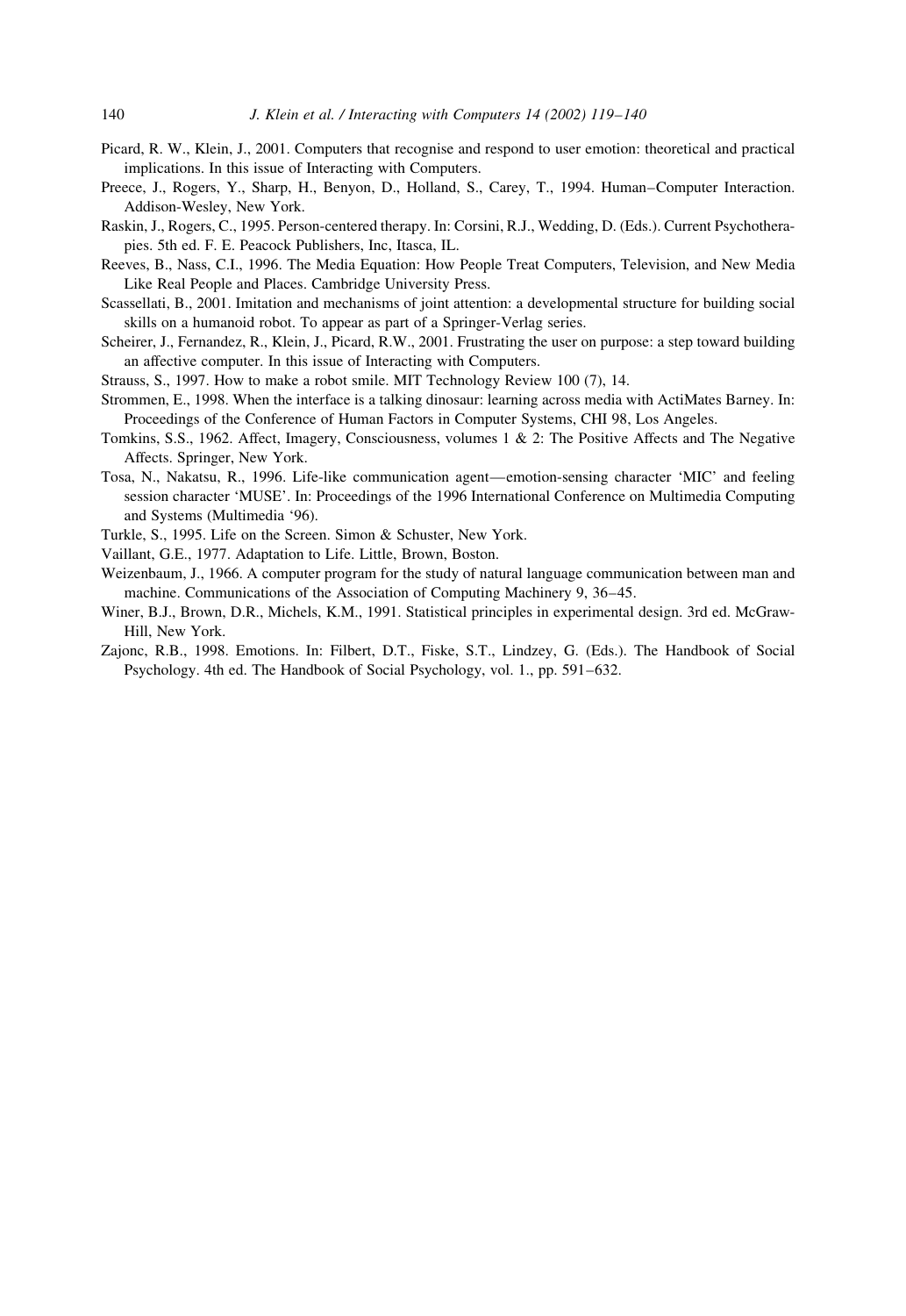Picard, R. W., Klein, J., 2001. Computers that recognise and respond to user emotion: theoretical and practical implications. In this issue of Interacting with Computers.

Preece, J., Rogers, Y., Sharp, H., Benyon, D., Holland, S., Carey, T., 1994. Human–Computer Interaction. Addison-Wesley, New York.

Raskin, J., Rogers, C., 1995. Person-centered therapy. In: Corsini, R.J., Wedding, D. (Eds.). Current Psychotherapies. 5th ed. F. E. Peacock Publishers, Inc, Itasca, IL.

Reeves, B., Nass, C.I., 1996. The Media Equation: How People Treat Computers, Television, and New Media Like Real People and Places. Cambridge University Press.

Scassellati, B., 2001. Imitation and mechanisms of joint attention: a developmental structure for building social skills on a humanoid robot. To appear as part of a Springer-Verlag series.

Scheirer, J., Fernandez, R., Klein, J., Picard, R.W., 2001. Frustrating the user on purpose: a step toward building an affective computer. In this issue of Interacting with Computers.

Strauss, S., 1997. How to make a robot smile. MIT Technology Review 100 (7), 14.

Strommen, E., 1998. When the interface is a talking dinosaur: learning across media with ActiMates Barney. In: Proceedings of the Conference of Human Factors in Computer Systems, CHI 98, Los Angeles.

Tomkins, S.S., 1962. Affect, Imagery, Consciousness, volumes 1 & 2: The Positive Affects and The Negative Affects. Springer, New York.

Tosa, N., Nakatsu, R., 1996. Life-like communication agent—emotion-sensing character 'MIC' and feeling session character 'MUSE'. In: Proceedings of the 1996 International Conference on Multimedia Computing and Systems (Multimedia '96).

Turkle, S., 1995. Life on the Screen. Simon & Schuster, New York.

Vaillant, G.E., 1977. Adaptation to Life. Little, Brown, Boston.

Weizenbaum, J., 1966. A computer program for the study of natural language communication between man and machine. Communications of the Association of Computing Machinery 9, 36–45.

Winer, B.J., Brown, D.R., Michels, K.M., 1991. Statistical principles in experimental design. 3rd ed. McGraw-Hill, New York.

Zajonc, R.B., 1998. Emotions. In: Filbert, D.T., Fiske, S.T., Lindzey, G. (Eds.). The Handbook of Social Psychology. 4th ed. The Handbook of Social Psychology, vol. 1., pp. 591–632.